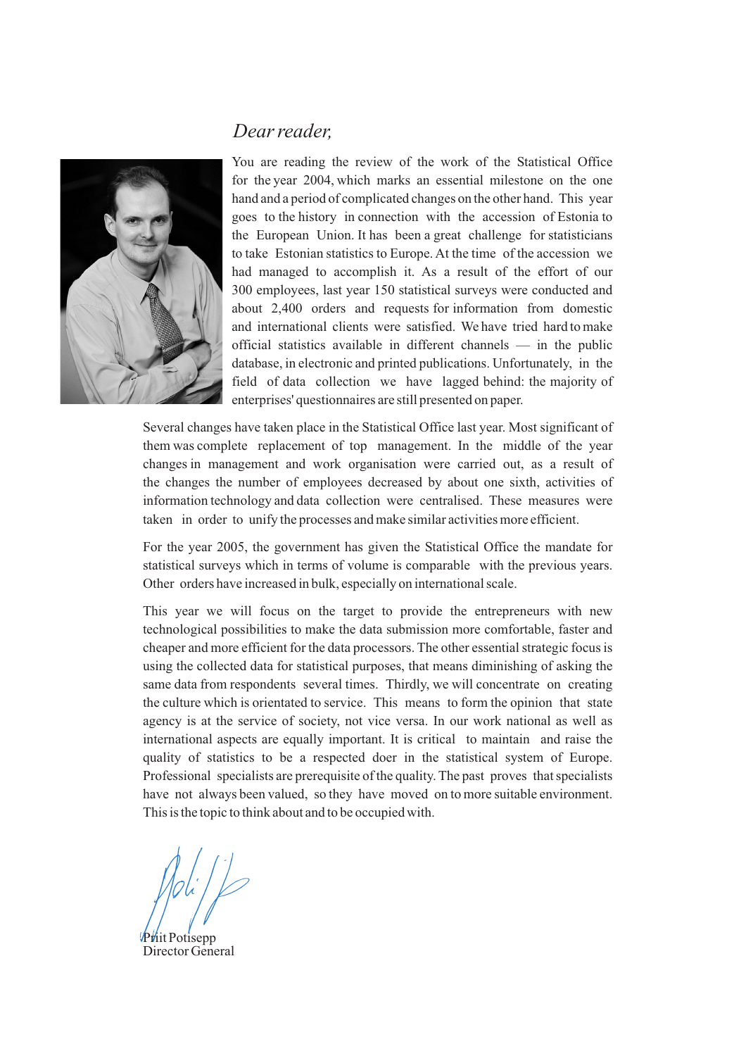*Dear reader,*

You are reading the review of the work of the Statistical Office for the year 2004, which marks an essential milestone on the one hand and a period of complicated changes on the other hand. This year goes to the history in connection with the accession of Estonia to the European Union. It has been a great challenge for statisticians to take Estonian statistics to Europe. At the time of the accession we had managed to accomplish it. As a result of the effort of our 300 employees, last year 150 statistical surveys were conducted and about 2,400 orders and requests for information from domestic and international clients were satisfied. We have tried hard to make official statistics available in different channels — in the public database, in electronic and printed publications. Unfortunately, in the field of data collection we have lagged behind: the majority of enterprises' questionnaires are still presented on paper.

Several changes have taken place in the Statistical Office last year. Most significant of them was complete replacement of top management. In the middle of the year changes in management and work organisation were carried out, as a result of the changes the number of employees decreased by about one sixth, activities of information technology and data collection were centralised. These measures were taken in order to unify the processes and make similar activities more efficient.

For the year 2005, the government has given the Statistical Office the mandate for statistical surveys which in terms of volume is comparable with the previous years. Other orders have increased in bulk, especially on international scale.

This year we will focus on the target to provide the entrepreneurs with new technological possibilities to make the data submission more comfortable, faster and cheaper and more efficient for the data processors. The other essential strategic focus is using the collected data for statistical purposes, that means diminishing of asking the same data from respondents several times. Thirdly, we will concentrate on creating the culture which is orientated to service. This means to form the opinion that state agency is at the service of society, not vice versa. In our work national as well as international aspects are equally important. It is critical to maintain and raise the quality of statistics to be a respected doer in the statistical system of Europe. Professional specialists are prerequisite of the quality. The past proves that specialists have not always been valued, so they have moved on to more suitable environment. This is the topic to think about and to be occupied with.

Priit Potisepp
Director General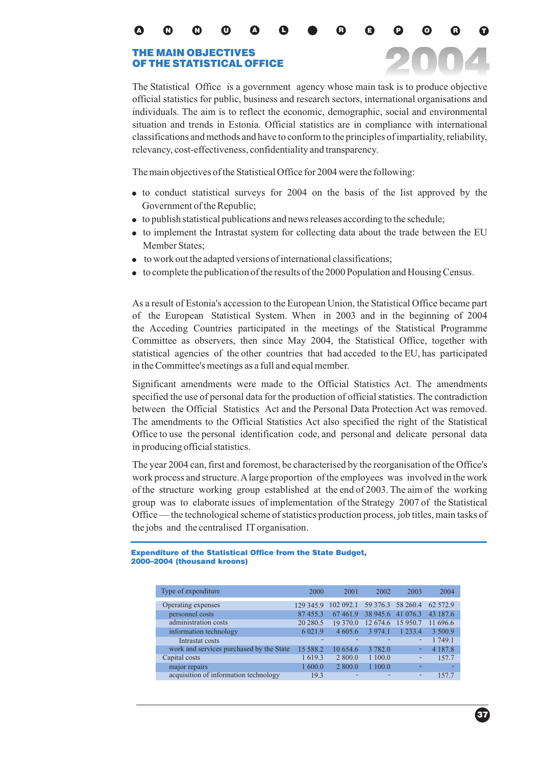## THE MAIN OBJECTIVES OF THE STATISTICAL OFFICE

The Statistical Office is a government agency whose main task is to produce objective official statistics for public, business and research sectors, international organisations and individuals. The aim is to reflect the economic, demographic, social and environmental situation and trends in Estonia. Official statistics are in compliance with international classifications and methods and have to conform to the principles of impartiality, reliability, relevancy, cost-effectiveness, confidentiality and transparency.

The main objectives of the Statistical Office for 2004 were the following:

- to conduct statistical surveys for 2004 on the basis of the list approved by the Government of the Republic;
- to publish statistical publications and news releases according to the schedule;
- to implement the Intrastat system for collecting data about the trade between the EU Member States;
- to work out the adapted versions of international classifications;
- to complete the publication of the results of the 2000 Population and Housing Census.

As a result of Estonia's accession to the European Union, the Statistical Office became part of the European Statistical System. When in 2003 and in the beginning of 2004 the Acceding Countries participated in the meetings of the Statistical Programme Committee as observers, then since May 2004, the Statistical Office, together with statistical agencies of the other countries that had acceded to the EU, has participated in the Committee's meetings as a full and equal member.

Significant amendments were made to the Official Statistics Act. The amendments specified the use of personal data for the production of official statistics. The contradiction between the Official Statistics Act and the Personal Data Protection Act was removed. The amendments to the Official Statistics Act also specified the right of the Statistical Office to use the personal identification code, and personal and delicate personal data in producing official statistics.

The year 2004 can, first and foremost, be characterised by the reorganisation of the Office's work process and structure. A large proportion of the employees was involved in the work of the structure working group established at the end of 2003. The aim of the working group was to elaborate issues of implementation of the Strategy 2007 of the Statistical Office — the technological scheme of statistics production process, job titles, main tasks of the jobs and the centralised IT organisation.

**Expenditure of the Statistical Office from the State Budget, 2000–2004 (thousand kroons)**

| Type of expenditure | 2000 | 2001 | 2002 | 2003 | 2004 |
|---|---|---|---|---|---|
| Operating expenses | 129 345.9 | 102 092.1 | 59 376.3 | 58 260.4 | 62 572.9 |
| personnel costs | 87 455.3 | 67 461.9 | 38 945.6 | 41 076.3 | 43 187.6 |
| administration costs | 20 280.5 | 19 370.0 | 12 674.6 | 15 950.7 | 11 696.6 |
| information technology | 6 021.9 | 4 605.6 | 3 974.1 | 1 233.4 | 3 500.9 |
| Intrastat costs | - | - | - | - | 1 749.1 |
| work and services purchased by the State | 15 588.2 | 10 654.6 | 3 782.0 | - | 4 187.8 |
| Capital costs | 1 619.3 | 2 800.0 | 1 100.0 | - | 157.7 |
| major repairs | 1 600.0 | 2 800.0 | 1 100.0 | - | - |
| acquisition of information technology | 19.3 | - | - | - | 157.7 |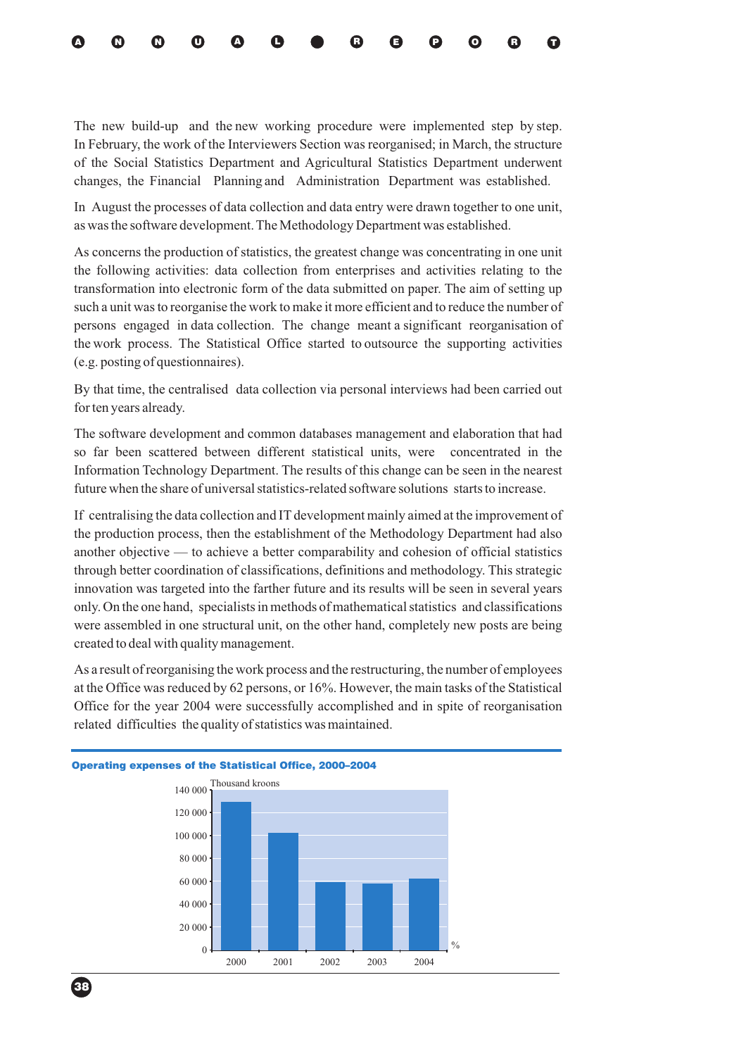The new build-up and the new working procedure were implemented step by step. In February, the work of the Interviewers Section was reorganised; in March, the structure of the Social Statistics Department and Agricultural Statistics Department underwent changes, the Financial Planning and Administration Department was established.

In August the processes of data collection and data entry were drawn together to one unit, as was the software development. The Methodology Department was established.

As concerns the production of statistics, the greatest change was concentrating in one unit the following activities: data collection from enterprises and activities relating to the transformation into electronic form of the data submitted on paper. The aim of setting up such a unit was to reorganise the work to make it more efficient and to reduce the number of persons engaged in data collection. The change meant a significant reorganisation of the work process. The Statistical Office started to outsource the supporting activities (e.g. posting of questionnaires).

By that time, the centralised data collection via personal interviews had been carried out for ten years already.

The software development and common databases management and elaboration that had so far been scattered between different statistical units, were concentrated in the Information Technology Department. The results of this change can be seen in the nearest future when the share of universal statistics-related software solutions starts to increase.

If centralising the data collection and IT development mainly aimed at the improvement of the production process, then the establishment of the Methodology Department had also another objective — to achieve a better comparability and cohesion of official statistics through better coordination of classifications, definitions and methodology. This strategic innovation was targeted into the farther future and its results will be seen in several years only. On the one hand, specialists in methods of mathematical statistics and classifications were assembled in one structural unit, on the other hand, completely new posts are being created to deal with quality management.

As a result of reorganising the work process and the restructuring, the number of employees at the Office was reduced by 62 persons, or 16%. However, the main tasks of the Statistical Office for the year 2004 were successfully accomplished and in spite of reorganisation related difficulties the quality of statistics was maintained.

**Operating expenses of the Statistical Office, 2000–2004**

Thousand kroons

140 000
120 000
100 000
80 000
60 000
40 000
20 000
0

%

2000 2001 2002 2003 2004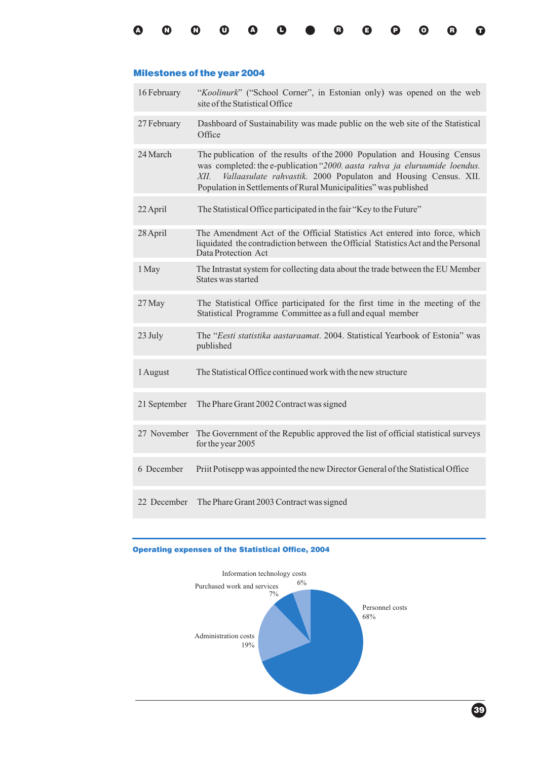## Milestones of the year 2004

| | |
|---|---|
| 16 February | "*Koolinurk*" ("School Corner", in Estonian only) was opened on the web site of the Statistical Office |
| 27 February | Dashboard of Sustainability was made public on the web site of the Statistical Office |
| 24 March | The publication of the results of the 2000 Population and Housing Census was completed: the e-publication "*2000. aasta rahva ja eluruumide loendus. XII. Vallaasulate rahvastik.* 2000 Populaton and Housing Census. XII. Population in Settlements of Rural Municipalities" was published |
| 22 April | The Statistical Office participated in the fair "Key to the Future" |
| 28 April | The Amendment Act of the Official Statistics Act entered into force, which liquidated the contradiction between the Official Statistics Act and the Personal Data Protection Act |
| 1 May | The Intrastat system for collecting data about the trade between the EU Member States was started |
| 27 May | The Statistical Office participated for the first time in the meeting of the Statistical Programme Committee as a full and equal member |
| 23 July | The "*Eesti statistika aastaraamat*. 2004. Statistical Yearbook of Estonia" was published |
| 1 August | The Statistical Office continued work with the new structure |
| 21 September | The Phare Grant 2002 Contract was signed |
| 27 November | The Government of the Republic approved the list of official statistical surveys for the year 2005 |
| 6 December | Priit Potisepp was appointed the new Director General of the Statistical Office |
| 22 December | The Phare Grant 2003 Contract was signed |

### Operating expenses of the Statistical Office, 2004

Information technology costs 6%

Purchased work and services 7%

Personnel costs 68%

Administration costs 19%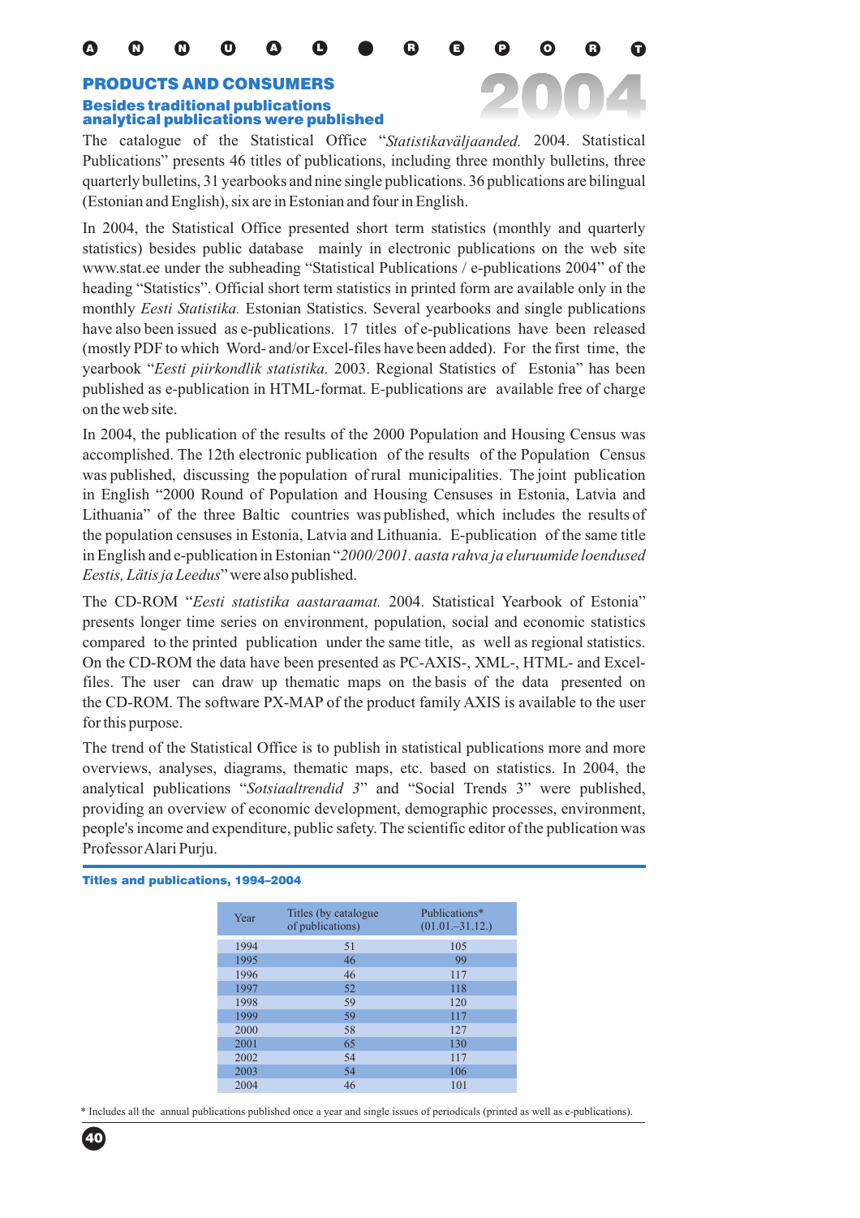## PRODUCTS AND CONSUMERS

### Besides traditional publications analytical publications were published

The catalogue of the Statistical Office "*Statistikaväljaanded.* 2004. Statistical Publications" presents 46 titles of publications, including three monthly bulletins, three quarterly bulletins, 31 yearbooks and nine single publications. 36 publications are bilingual (Estonian and English), six are in Estonian and four in English.

In 2004, the Statistical Office presented short term statistics (monthly and quarterly statistics) besides public database mainly in electronic publications on the web site www.stat.ee under the subheading "Statistical Publications / e-publications 2004" of the heading "Statistics". Official short term statistics in printed form are available only in the monthly *Eesti Statistika.* Estonian Statistics. Several yearbooks and single publications have also been issued as e-publications. 17 titles of e-publications have been released (mostly PDF to which Word- and/or Excel-files have been added). For the first time, the yearbook "*Eesti piirkondlik statistika.* 2003. Regional Statistics of Estonia" has been published as e-publication in HTML-format. E-publications are available free of charge on the web site.

In 2004, the publication of the results of the 2000 Population and Housing Census was accomplished. The 12th electronic publication of the results of the Population Census was published, discussing the population of rural municipalities. The joint publication in English "2000 Round of Population and Housing Censuses in Estonia, Latvia and Lithuania" of the three Baltic countries was published, which includes the results of the population censuses in Estonia, Latvia and Lithuania. E-publication of the same title in English and e-publication in Estonian "*2000/2001. aasta rahva ja eluruumide loendused Eestis, Lätis ja Leedus*" were also published.

The CD-ROM "*Eesti statistika aastaraamat.* 2004. Statistical Yearbook of Estonia" presents longer time series on environment, population, social and economic statistics compared to the printed publication under the same title, as well as regional statistics. On the CD-ROM the data have been presented as PC-AXIS-, XML-, HTML- and Excel-files. The user can draw up thematic maps on the basis of the data presented on the CD-ROM. The software PX-MAP of the product family AXIS is available to the user for this purpose.

The trend of the Statistical Office is to publish in statistical publications more and more overviews, analyses, diagrams, thematic maps, etc. based on statistics. In 2004, the analytical publications "*Sotsiaaltrendid 3*" and "Social Trends 3" were published, providing an overview of economic development, demographic processes, environment, people's income and expenditure, public safety. The scientific editor of the publication was Professor Alari Purju.

#### Titles and publications, 1994–2004

| Year | Titles (by catalogue of publications) | Publications* (01.01.–31.12.) |
|---|---|---|
| 1994 | 51 | 105 |
| 1995 | 46 | 99 |
| 1996 | 46 | 117 |
| 1997 | 52 | 118 |
| 1998 | 59 | 120 |
| 1999 | 59 | 117 |
| 2000 | 58 | 127 |
| 2001 | 65 | 130 |
| 2002 | 54 | 117 |
| 2003 | 54 | 106 |
| 2004 | 46 | 101 |

\* Includes all the annual publications published once a year and single issues of periodicals (printed as well as e-publications).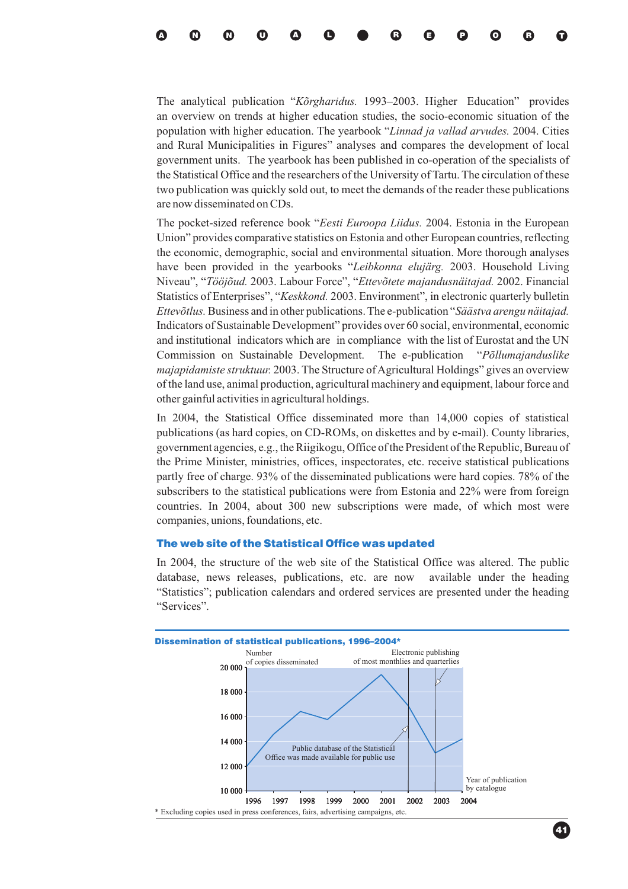The analytical publication “*Kõrgharidus.* 1993–2003. Higher Education” provides an overview on trends at higher education studies, the socio-economic situation of the population with higher education. The yearbook “*Linnad ja vallad arvudes.* 2004. Cities and Rural Municipalities in Figures” analyses and compares the development of local government units. The yearbook has been published in co-operation of the specialists of the Statistical Office and the researchers of the University of Tartu. The circulation of these two publication was quickly sold out, to meet the demands of the reader these publications are now disseminated on CDs.

The pocket-sized reference book “*Eesti Euroopa Liidus.* 2004. Estonia in the European Union” provides comparative statistics on Estonia and other European countries, reflecting the economic, demographic, social and environmental situation. More thorough analyses have been provided in the yearbooks “*Leibkonna elujärg.* 2003. Household Living Niveau”, “*Tööjõud.* 2003. Labour Force”, “*Ettevõtete majandusnäitajad.* 2002. Financial Statistics of Enterprises”, “*Keskkond.* 2003. Environment”, in electronic quarterly bulletin *Ettevõtlus.* Business and in other publications. The e-publication “*Säästva arengu näitajad.* Indicators of Sustainable Development” provides over 60 social, environmental, economic and institutional indicators which are in compliance with the list of Eurostat and the UN Commission on Sustainable Development. The e-publication “*Põllumajanduslike majapidamiste struktuur.* 2003. The Structure of Agricultural Holdings” gives an overview of the land use, animal production, agricultural machinery and equipment, labour force and other gainful activities in agricultural holdings.

In 2004, the Statistical Office disseminated more than 14,000 copies of statistical publications (as hard copies, on CD-ROMs, on diskettes and by e-mail). County libraries, government agencies, e.g., the Riigikogu, Office of the President of the Republic, Bureau of the Prime Minister, ministries, offices, inspectorates, etc. receive statistical publications partly free of charge. 93% of the disseminated publications were hard copies. 78% of the subscribers to the statistical publications were from Estonia and 22% were from foreign countries. In 2004, about 300 new subscriptions were made, of which most were companies, unions, foundations, etc.

## The web site of the Statistical Office was updated

In 2004, the structure of the web site of the Statistical Office was altered. The public database, news releases, publications, etc. are now available under the heading “Statistics”; publication calendars and ordered services are presented under the heading “Services”.

**Dissemination of statistical publications, 1996–2004***

Number of copies disseminated

Electronic publishing of most monthlies and quarterlies

20 000
18 000
16 000
14 000
12 000
10 000

Public database of the Statistical Office was made available for public use

Year of publication by catalogue

1996 1997 1998 1999 2000 2001 2002 2003 2004

\* Excluding copies used in press conferences, fairs, advertising campaigns, etc.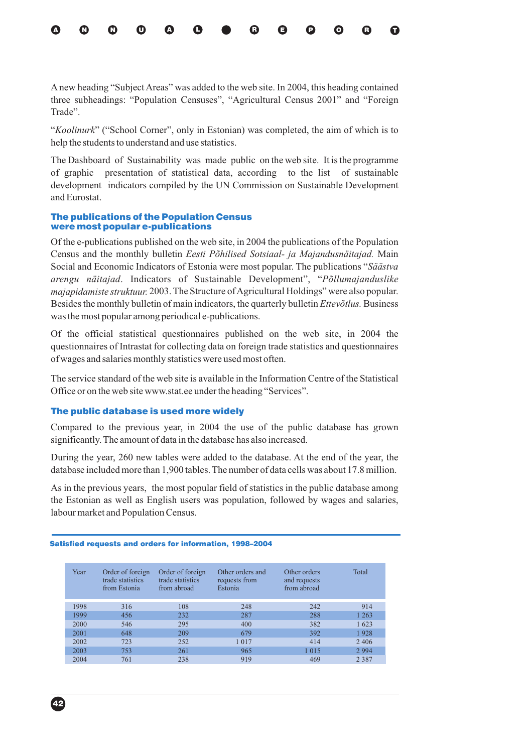A new heading "Subject Areas" was added to the web site. In 2004, this heading contained three subheadings: "Population Censuses", "Agricultural Census 2001" and "Foreign Trade".

"*Koolinurk*" ("School Corner", only in Estonian) was completed, the aim of which is to help the students to understand and use statistics.

The Dashboard of Sustainability was made public on the web site. It is the programme of graphic presentation of statistical data, according to the list of sustainable development indicators compiled by the UN Commission on Sustainable Development and Eurostat.

## The publications of the Population Census were most popular e-publications

Of the e-publications published on the web site, in 2004 the publications of the Population Census and the monthly bulletin *Eesti Põhilised Sotsiaal- ja Majandusnäitajad.* Main Social and Economic Indicators of Estonia were most popular. The publications "*Säästva arengu näitajad*. Indicators of Sustainable Development", "*Põllumajanduslike majapidamiste struktuur.* 2003. The Structure of Agricultural Holdings" were also popular. Besides the monthly bulletin of main indicators, the quarterly bulletin *Ettevõtlus.* Business was the most popular among periodical e-publications.

Of the official statistical questionnaires published on the web site, in 2004 the questionnaires of Intrastat for collecting data on foreign trade statistics and questionnaires of wages and salaries monthly statistics were used most often.

The service standard of the web site is available in the Information Centre of the Statistical Office or on the web site www.stat.ee under the heading "Services".

## The public database is used more widely

Compared to the previous year, in 2004 the use of the public database has grown significantly. The amount of data in the database has also increased.

During the year, 260 new tables were added to the database. At the end of the year, the database included more than 1,900 tables. The number of data cells was about 17.8 million.

As in the previous years, the most popular field of statistics in the public database among the Estonian as well as English users was population, followed by wages and salaries, labour market and Population Census.

**Satisfied requests and orders for information, 1998–2004**

| Year | Order of foreign trade statistics from Estonia | Order of foreign trade statistics from abroad | Other orders and requests from Estonia | Other orders and requests from abroad | Total |
|---|---|---|---|---|---|
| 1998 | 316 | 108 | 248 | 242 | 914 |
| 1999 | 456 | 232 | 287 | 288 | 1 263 |
| 2000 | 546 | 295 | 400 | 382 | 1 623 |
| 2001 | 648 | 209 | 679 | 392 | 1 928 |
| 2002 | 723 | 252 | 1 017 | 414 | 2 406 |
| 2003 | 753 | 261 | 965 | 1 015 | 2 994 |
| 2004 | 761 | 238 | 919 | 469 | 2 387 |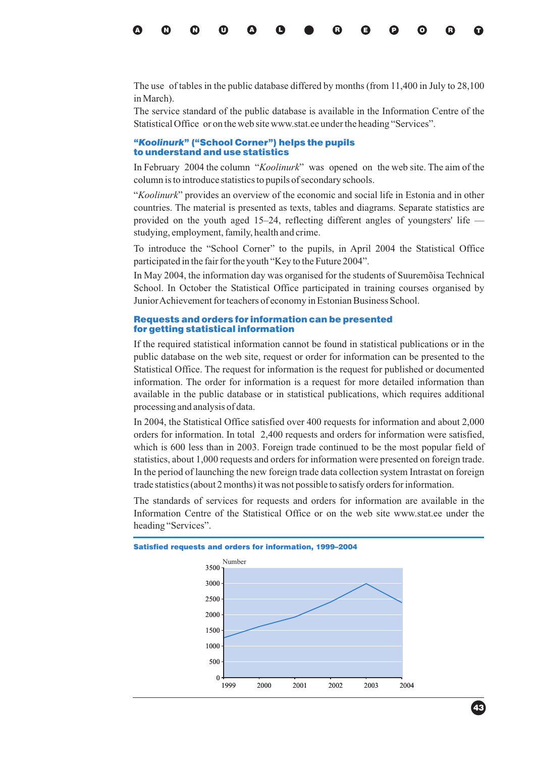The use of tables in the public database differed by months (from 11,400 in July to 28,100 in March).

The service standard of the public database is available in the Information Centre of the Statistical Office or on the web site www.stat.ee under the heading "Services".

### "*Koolinurk*" ("School Corner") helps the pupils to understand and use statistics

In February 2004 the column "*Koolinurk*" was opened on the web site. The aim of the column is to introduce statistics to pupils of secondary schools.

"*Koolinurk*" provides an overview of the economic and social life in Estonia and in other countries. The material is presented as texts, tables and diagrams. Separate statistics are provided on the youth aged 15–24, reflecting different angles of youngsters' life — studying, employment, family, health and crime.

To introduce the "School Corner" to the pupils, in April 2004 the Statistical Office participated in the fair for the youth "Key to the Future 2004".

In May 2004, the information day was organised for the students of Suuremõisa Technical School. In October the Statistical Office participated in training courses organised by Junior Achievement for teachers of economy in Estonian Business School.

### Requests and orders for information can be presented for getting statistical information

If the required statistical information cannot be found in statistical publications or in the public database on the web site, request or order for information can be presented to the Statistical Office. The request for information is the request for published or documented information. The order for information is a request for more detailed information than available in the public database or in statistical publications, which requires additional processing and analysis of data.

In 2004, the Statistical Office satisfied over 400 requests for information and about 2,000 orders for information. In total 2,400 requests and orders for information were satisfied, which is 600 less than in 2003. Foreign trade continued to be the most popular field of statistics, about 1,000 requests and orders for information were presented on foreign trade. In the period of launching the new foreign trade data collection system Intrastat on foreign trade statistics (about 2 months) it was not possible to satisfy orders for information.

The standards of services for requests and orders for information are available in the Information Centre of the Statistical Office or on the web site www.stat.ee under the heading "Services".

**Satisfied requests and orders for information, 1999–2004**

Number

3500
3000
2500
2000
1500
1000
500
0

1999 2000 2001 2002 2003 2004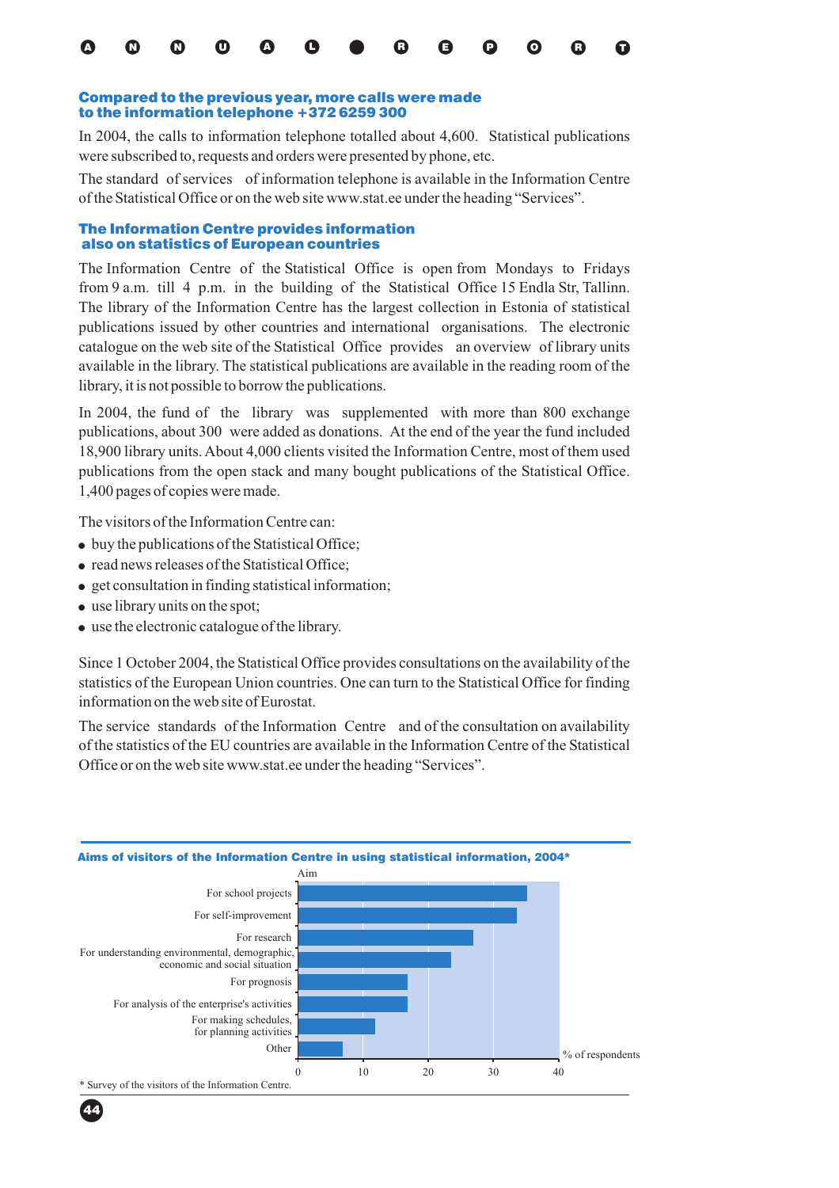## Compared to the previous year, more calls were made to the information telephone +372 6259 300

In 2004, the calls to information telephone totalled about 4,600. Statistical publications were subscribed to, requests and orders were presented by phone, etc.

The standard of services of information telephone is available in the Information Centre of the Statistical Office or on the web site www.stat.ee under the heading “Services”.

## The Information Centre provides information also on statistics of European countries

The Information Centre of the Statistical Office is open from Mondays to Fridays from 9 a.m. till 4 p.m. in the building of the Statistical Office 15 Endla Str, Tallinn. The library of the Information Centre has the largest collection in Estonia of statistical publications issued by other countries and international organisations. The electronic catalogue on the web site of the Statistical Office provides an overview of library units available in the library. The statistical publications are available in the reading room of the library, it is not possible to borrow the publications.

In 2004, the fund of the library was supplemented with more than 800 exchange publications, about 300 were added as donations. At the end of the year the fund included 18,900 library units. About 4,000 clients visited the Information Centre, most of them used publications from the open stack and many bought publications of the Statistical Office. 1,400 pages of copies were made.

The visitors of the Information Centre can:

- buy the publications of the Statistical Office;
- read news releases of the Statistical Office;
- get consultation in finding statistical information;
- use library units on the spot;
- use the electronic catalogue of the library.

Since 1 October 2004, the Statistical Office provides consultations on the availability of the statistics of the European Union countries. One can turn to the Statistical Office for finding information on the web site of Eurostat.

The service standards of the Information Centre and of the consultation on availability of the statistics of the EU countries are available in the Information Centre of the Statistical Office or on the web site www.stat.ee under the heading “Services”.

**Aims of visitors of the Information Centre in using statistical information, 2004***

Aim

For school projects
For self-improvement
For research
For understanding environmental, demographic, economic and social situation
For prognosis
For analysis of the enterprise's activities
For making schedules, for planning activities
Other

0 10 20 30 40

% of respondents

* Survey of the visitors of the Information Centre.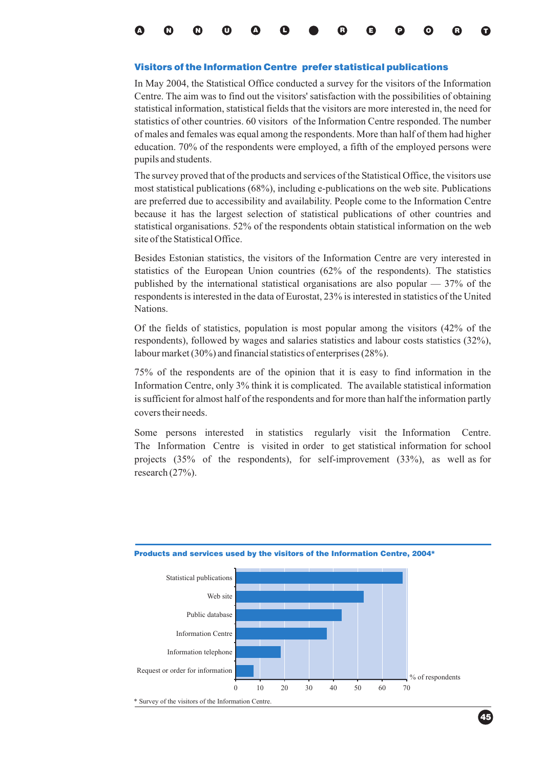## Visitors of the Information Centre prefer statistical publications

In May 2004, the Statistical Office conducted a survey for the visitors of the Information Centre. The aim was to find out the visitors' satisfaction with the possibilities of obtaining statistical information, statistical fields that the visitors are more interested in, the need for statistics of other countries. 60 visitors of the Information Centre responded. The number of males and females was equal among the respondents. More than half of them had higher education. 70% of the respondents were employed, a fifth of the employed persons were pupils and students.

The survey proved that of the products and services of the Statistical Office, the visitors use most statistical publications (68%), including e-publications on the web site. Publications are preferred due to accessibility and availability. People come to the Information Centre because it has the largest selection of statistical publications of other countries and statistical organisations. 52% of the respondents obtain statistical information on the web site of the Statistical Office.

Besides Estonian statistics, the visitors of the Information Centre are very interested in statistics of the European Union countries (62% of the respondents). The statistics published by the international statistical organisations are also popular — 37% of the respondents is interested in the data of Eurostat, 23% is interested in statistics of the United Nations.

Of the fields of statistics, population is most popular among the visitors (42% of the respondents), followed by wages and salaries statistics and labour costs statistics (32%), labour market (30%) and financial statistics of enterprises (28%).

75% of the respondents are of the opinion that it is easy to find information in the Information Centre, only 3% think it is complicated. The available statistical information is sufficient for almost half of the respondents and for more than half the information partly covers their needs.

Some persons interested in statistics regularly visit the Information Centre. The Information Centre is visited in order to get statistical information for school projects (35% of the respondents), for self-improvement (33%), as well as for research (27%).

**Products and services used by the visitors of the Information Centre, 2004***

| Product or service | % of respondents |
|---|---|
| Statistical publications | 68 |
| Web site | 52 |
| Public database | 43 |
| Information Centre | 37 |
| Information telephone | 18 |
| Request or order for information | 7 |

\* Survey of the visitors of the Information Centre.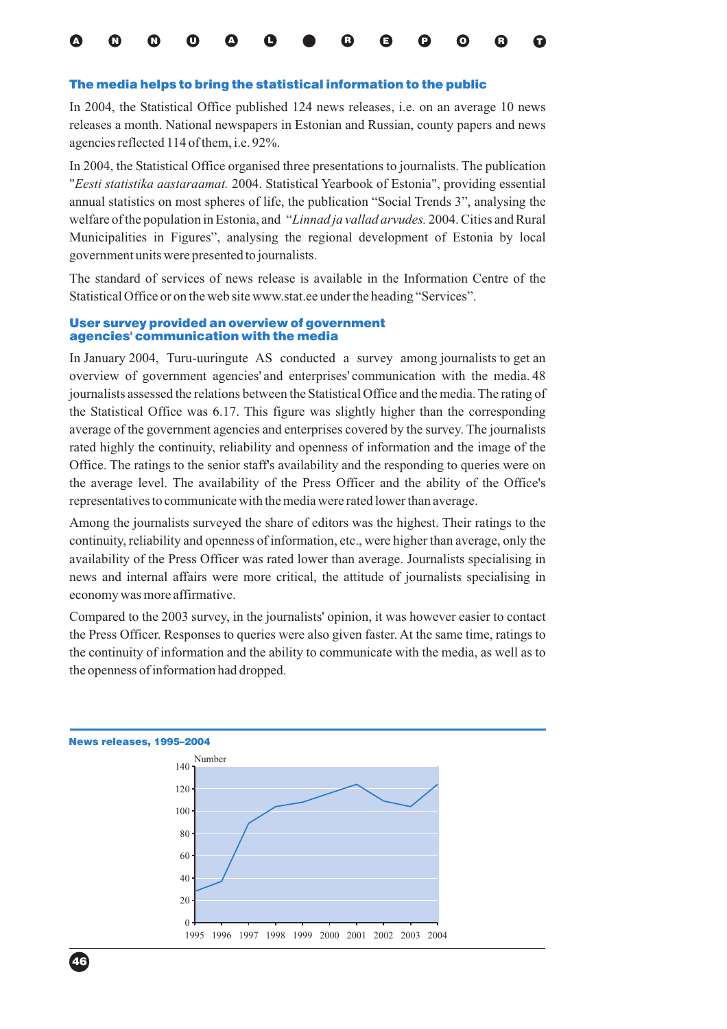## The media helps to bring the statistical information to the public

In 2004, the Statistical Office published 124 news releases, i.e. on an average 10 news releases a month. National newspapers in Estonian and Russian, county papers and news agencies reflected 114 of them, i.e. 92%.

In 2004, the Statistical Office organised three presentations to journalists. The publication "*Eesti statistika aastaraamat.* 2004. Statistical Yearbook of Estonia", providing essential annual statistics on most spheres of life, the publication "Social Trends 3", analysing the welfare of the population in Estonia, and "*Linnad ja vallad arvudes.* 2004. Cities and Rural Municipalities in Figures", analysing the regional development of Estonia by local government units were presented to journalists.

The standard of services of news release is available in the Information Centre of the Statistical Office or on the web site www.stat.ee under the heading "Services".

## User survey provided an overview of government agencies' communication with the media

In January 2004, Turu-uuringute AS conducted a survey among journalists to get an overview of government agencies' and enterprises' communication with the media. 48 journalists assessed the relations between the Statistical Office and the media. The rating of the Statistical Office was 6.17. This figure was slightly higher than the corresponding average of the government agencies and enterprises covered by the survey. The journalists rated highly the continuity, reliability and openness of information and the image of the Office. The ratings to the senior staff's availability and the responding to queries were on the average level. The availability of the Press Officer and the ability of the Office's representatives to communicate with the media were rated lower than average.

Among the journalists surveyed the share of editors was the highest. Their ratings to the continuity, reliability and openness of information, etc., were higher than average, only the availability of the Press Officer was rated lower than average. Journalists specialising in news and internal affairs were more critical, the attitude of journalists specialising in economy was more affirmative.

Compared to the 2003 survey, in the journalists' opinion, it was however easier to contact the Press Officer. Responses to queries were also given faster. At the same time, ratings to the continuity of information and the ability to communicate with the media, as well as to the openness of information had dropped.

**News releases, 1995–2004**

Number

140
120
100
80
60
40
20
0

1995 1996 1997 1998 1999 2000 2001 2002 2003 2004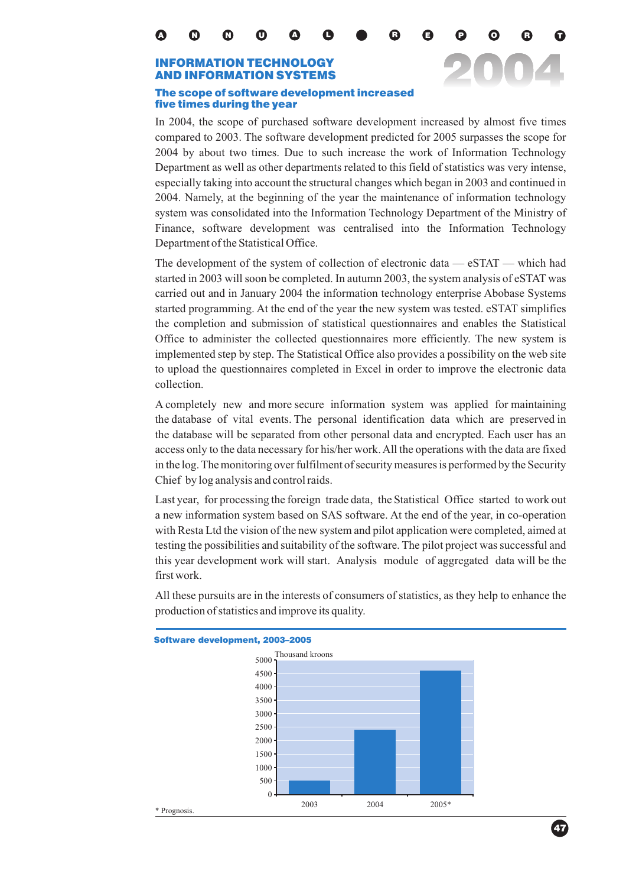## INFORMATION TECHNOLOGY AND INFORMATION SYSTEMS

### The scope of software development increased five times during the year

In 2004, the scope of purchased software development increased by almost five times compared to 2003. The software development predicted for 2005 surpasses the scope for 2004 by about two times. Due to such increase the work of Information Technology Department as well as other departments related to this field of statistics was very intense, especially taking into account the structural changes which began in 2003 and continued in 2004. Namely, at the beginning of the year the maintenance of information technology system was consolidated into the Information Technology Department of the Ministry of Finance, software development was centralised into the Information Technology Department of the Statistical Office.

The development of the system of collection of electronic data — eSTAT — which had started in 2003 will soon be completed. In autumn 2003, the system analysis of eSTAT was carried out and in January 2004 the information technology enterprise Abobase Systems started programming. At the end of the year the new system was tested. eSTAT simplifies the completion and submission of statistical questionnaires and enables the Statistical Office to administer the collected questionnaires more efficiently. The new system is implemented step by step. The Statistical Office also provides a possibility on the web site to upload the questionnaires completed in Excel in order to improve the electronic data collection.

A completely new and more secure information system was applied for maintaining the database of vital events. The personal identification data which are preserved in the database will be separated from other personal data and encrypted. Each user has an access only to the data necessary for his/her work. All the operations with the data are fixed in the log. The monitoring over fulfilment of security measures is performed by the Security Chief by log analysis and control raids.

Last year, for processing the foreign trade data, the Statistical Office started to work out a new information system based on SAS software. At the end of the year, in co-operation with Resta Ltd the vision of the new system and pilot application were completed, aimed at testing the possibilities and suitability of the software. The pilot project was successful and this year development work will start. Analysis module of aggregated data will be the first work.

All these pursuits are in the interests of consumers of statistics, as they help to enhance the production of statistics and improve its quality.

**Software development, 2003–2005**

Thousand kroons

5000
4500
4000
3500
3000
2500
2000
1500
1000
500
0

2003
2004
2005*

\* Prognosis.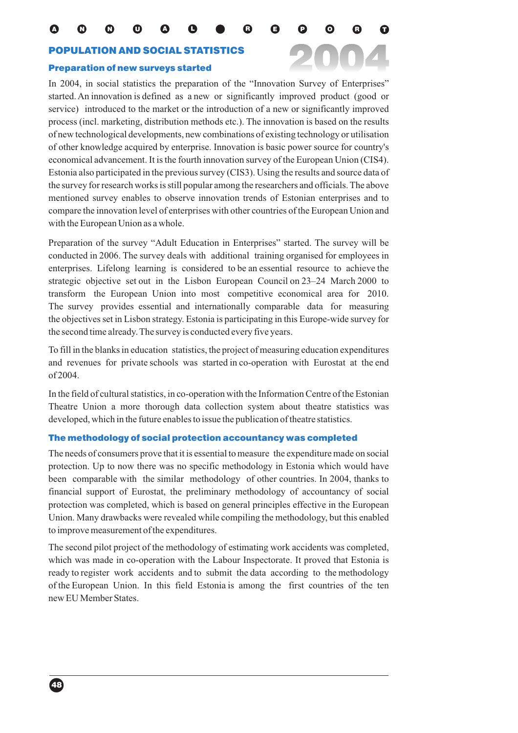## POPULATION AND SOCIAL STATISTICS

### Preparation of new surveys started

In 2004, in social statistics the preparation of the "Innovation Survey of Enterprises" started. An innovation is defined as a new or significantly improved product (good or service) introduced to the market or the introduction of a new or significantly improved process (incl. marketing, distribution methods etc.). The innovation is based on the results of new technological developments, new combinations of existing technology or utilisation of other knowledge acquired by enterprise. Innovation is basic power source for country's economical advancement. It is the fourth innovation survey of the European Union (CIS4). Estonia also participated in the previous survey (CIS3). Using the results and source data of the survey for research works is still popular among the researchers and officials. The above mentioned survey enables to observe innovation trends of Estonian enterprises and to compare the innovation level of enterprises with other countries of the European Union and with the European Union as a whole.

Preparation of the survey "Adult Education in Enterprises" started. The survey will be conducted in 2006. The survey deals with additional training organised for employees in enterprises. Lifelong learning is considered to be an essential resource to achieve the strategic objective set out in the Lisbon European Council on 23–24 March 2000 to transform the European Union into most competitive economical area for 2010. The survey provides essential and internationally comparable data for measuring the objectives set in Lisbon strategy. Estonia is participating in this Europe-wide survey for the second time already. The survey is conducted every five years.

To fill in the blanks in education statistics, the project of measuring education expenditures and revenues for private schools was started in co-operation with Eurostat at the end of 2004.

In the field of cultural statistics, in co-operation with the Information Centre of the Estonian Theatre Union a more thorough data collection system about theatre statistics was developed, which in the future enables to issue the publication of theatre statistics.

### The methodology of social protection accountancy was completed

The needs of consumers prove that it is essential to measure the expenditure made on social protection. Up to now there was no specific methodology in Estonia which would have been comparable with the similar methodology of other countries. In 2004, thanks to financial support of Eurostat, the preliminary methodology of accountancy of social protection was completed, which is based on general principles effective in the European Union. Many drawbacks were revealed while compiling the methodology, but this enabled to improve measurement of the expenditures.

The second pilot project of the methodology of estimating work accidents was completed, which was made in co-operation with the Labour Inspectorate. It proved that Estonia is ready to register work accidents and to submit the data according to the methodology of the European Union. In this field Estonia is among the first countries of the ten new EU Member States.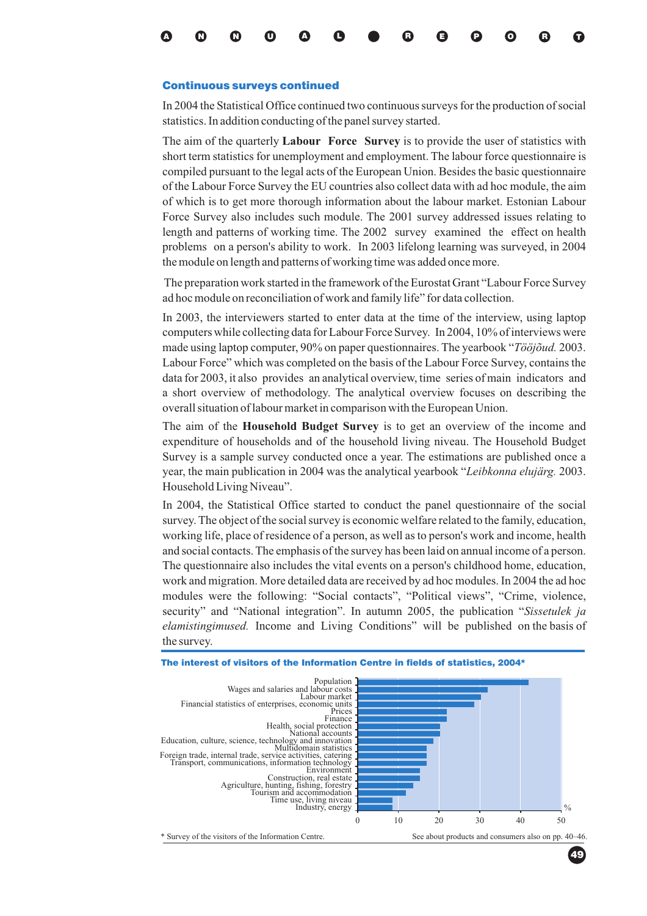## Continuous surveys continued

In 2004 the Statistical Office continued two continuous surveys for the production of social statistics. In addition conducting of the panel survey started.

The aim of the quarterly **Labour Force Survey** is to provide the user of statistics with short term statistics for unemployment and employment. The labour force questionnaire is compiled pursuant to the legal acts of the European Union. Besides the basic questionnaire of the Labour Force Survey the EU countries also collect data with ad hoc module, the aim of which is to get more thorough information about the labour market. Estonian Labour Force Survey also includes such module. The 2001 survey addressed issues relating to length and patterns of working time. The 2002 survey examined the effect on health problems on a person's ability to work. In 2003 lifelong learning was surveyed, in 2004 the module on length and patterns of working time was added once more.

The preparation work started in the framework of the Eurostat Grant "Labour Force Survey ad hoc module on reconciliation of work and family life" for data collection.

In 2003, the interviewers started to enter data at the time of the interview, using laptop computers while collecting data for Labour Force Survey. In 2004, 10% of interviews were made using laptop computer, 90% on paper questionnaires. The yearbook "*Tööjõud.* 2003. Labour Force" which was completed on the basis of the Labour Force Survey, contains the data for 2003, it also provides an analytical overview, time series of main indicators and a short overview of methodology. The analytical overview focuses on describing the overall situation of labour market in comparison with the European Union.

The aim of the **Household Budget Survey** is to get an overview of the income and expenditure of households and of the household living niveau. The Household Budget Survey is a sample survey conducted once a year. The estimations are published once a year, the main publication in 2004 was the analytical yearbook "*Leibkonna elujärg.* 2003. Household Living Niveau".

In 2004, the Statistical Office started to conduct the panel questionnaire of the social survey. The object of the social survey is economic welfare related to the family, education, working life, place of residence of a person, as well as to person's work and income, health and social contacts. The emphasis of the survey has been laid on annual income of a person. The questionnaire also includes the vital events on a person's childhood home, education, work and migration. More detailed data are received by ad hoc modules. In 2004 the ad hoc modules were the following: "Social contacts", "Political views", "Crime, violence, security" and "National integration". In autumn 2005, the publication "*Sissetulek ja elamistingimused.* Income and Living Conditions" will be published on the basis of the survey.

**The interest of visitors of the Information Centre in fields of statistics, 2004***

Population
Wages and salaries and labour costs
Labour market
Financial statistics of enterprises, economic units
Prices
Finance
Health, social protection
National accounts
Education, culture, science, technology and innovation
Multidomain statistics
Foreign trade, internal trade, service activities, catering
Transport, communications, information technology
Environment
Construction, real estate
Agriculture, hunting, fishing, forestry
Tourism and accommodation
Time use, living niveau
Industry, energy

0 10 20 30 40 50 %

\* Survey of the visitors of the Information Centre.

See about products and consumers also on pp. 40–46.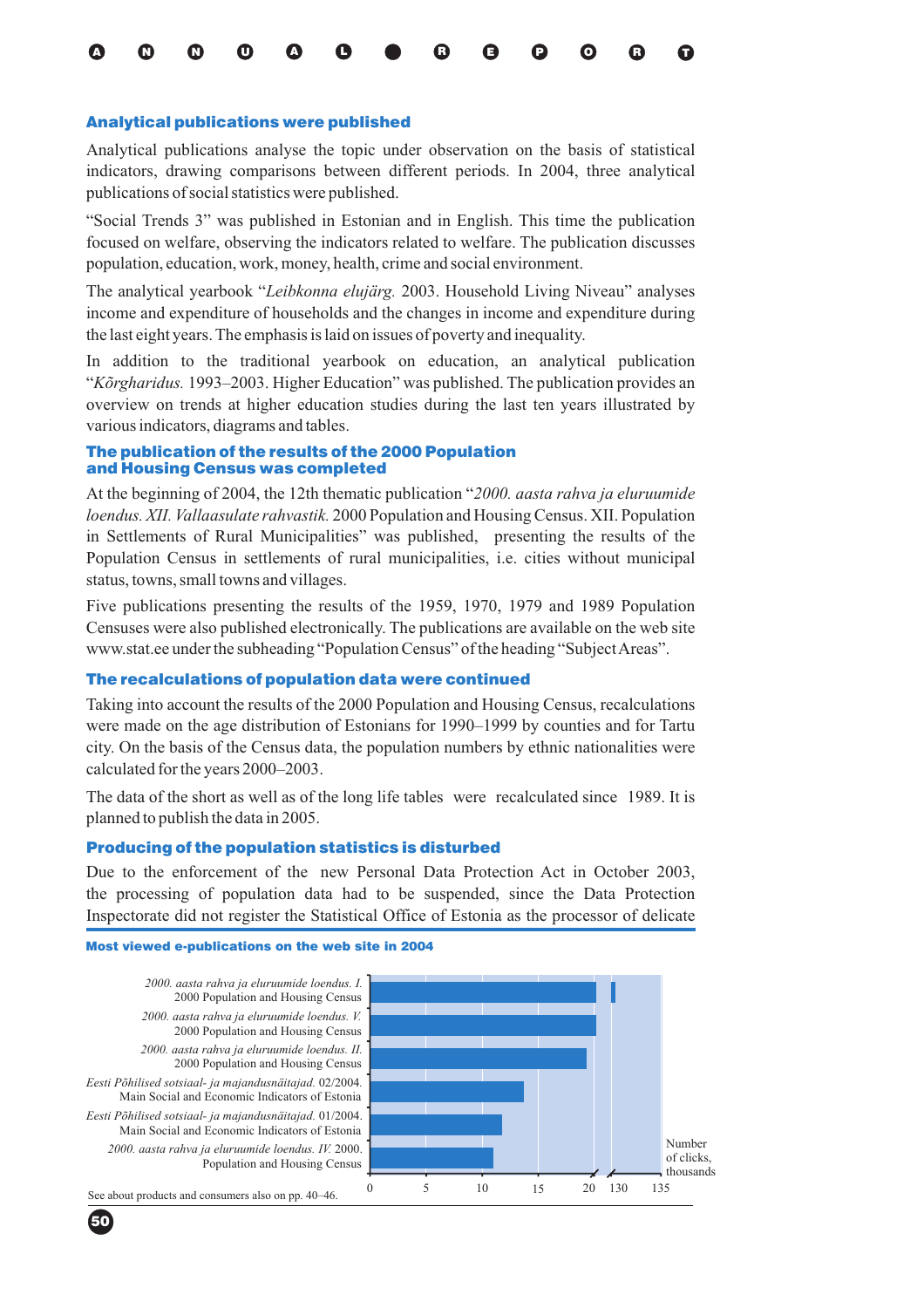## Analytical publications were published

Analytical publications analyse the topic under observation on the basis of statistical indicators, drawing comparisons between different periods. In 2004, three analytical publications of social statistics were published.

“Social Trends 3” was published in Estonian and in English. This time the publication focused on welfare, observing the indicators related to welfare. The publication discusses population, education, work, money, health, crime and social environment.

The analytical yearbook “*Leibkonna elujärg.* 2003. Household Living Niveau” analyses income and expenditure of households and the changes in income and expenditure during the last eight years. The emphasis is laid on issues of poverty and inequality.

In addition to the traditional yearbook on education, an analytical publication “*Kõrgharidus.* 1993–2003. Higher Education” was published. The publication provides an overview on trends at higher education studies during the last ten years illustrated by various indicators, diagrams and tables.

## The publication of the results of the 2000 Population and Housing Census was completed

At the beginning of 2004, the 12th thematic publication “*2000. aasta rahva ja eluruumide loendus. XII. Vallaasulate rahvastik.* 2000 Population and Housing Census. XII. Population in Settlements of Rural Municipalities” was published, presenting the results of the Population Census in settlements of rural municipalities, i.e. cities without municipal status, towns, small towns and villages.

Five publications presenting the results of the 1959, 1970, 1979 and 1989 Population Censuses were also published electronically. The publications are available on the web site www.stat.ee under the subheading “Population Census” of the heading “Subject Areas”.

## The recalculations of population data were continued

Taking into account the results of the 2000 Population and Housing Census, recalculations were made on the age distribution of Estonians for 1990–1999 by counties and for Tartu city. On the basis of the Census data, the population numbers by ethnic nationalities were calculated for the years 2000–2003.

The data of the short as well as of the long life tables were recalculated since 1989. It is planned to publish the data in 2005.

## Producing of the population statistics is disturbed

Due to the enforcement of the new Personal Data Protection Act in October 2003, the processing of population data had to be suspended, since the Data Protection Inspectorate did not register the Statistical Office of Estonia as the processor of delicate

**Most viewed e-publications on the web site in 2004**

*2000. aasta rahva ja eluruumide loendus. I.* 2000 Population and Housing Census
*2000. aasta rahva ja eluruumide loendus. V.* 2000 Population and Housing Census
*2000. aasta rahva ja eluruumide loendus. II.* 2000 Population and Housing Census
*Eesti Põhilised sotsiaal- ja majandusnäitajad.* 02/2004. Main Social and Economic Indicators of Estonia
*Eesti Põhilised sotsiaal- ja majandusnäitajad.* 01/2004. Main Social and Economic Indicators of Estonia
*2000. aasta rahva ja eluruumide loendus. IV.* 2000. Population and Housing Census

0 5 10 15 20 130 135

Number of clicks, thousands

See about products and consumers also on pp. 40–46.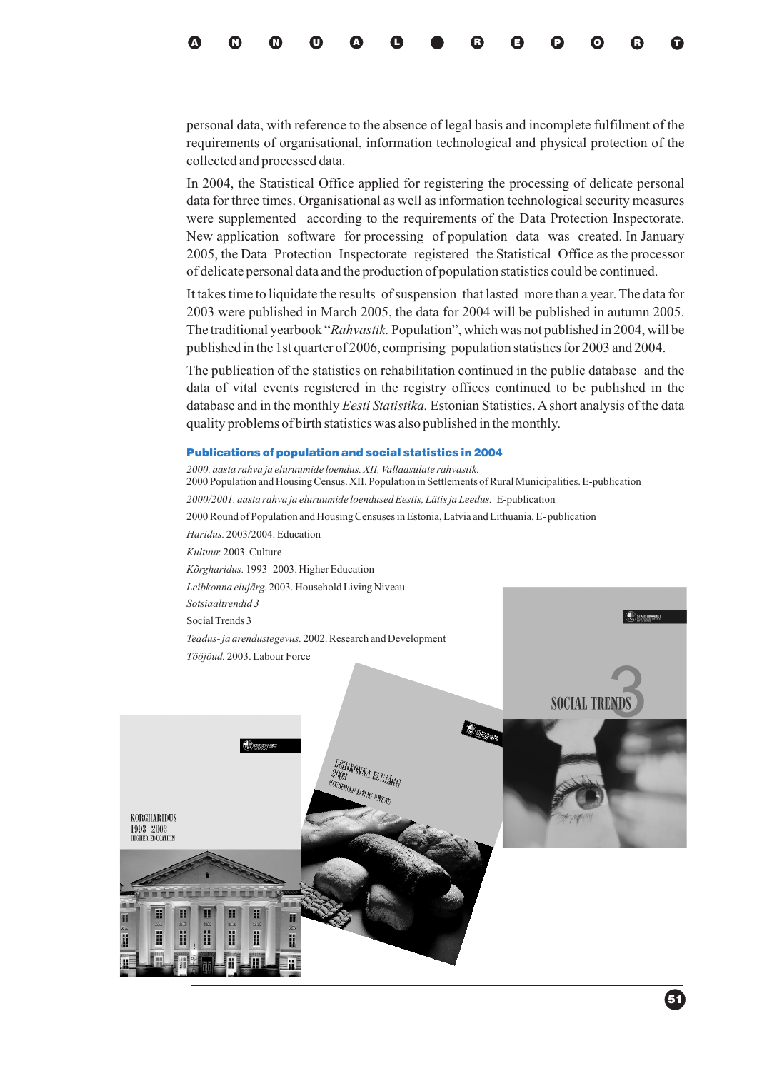personal data, with reference to the absence of legal basis and incomplete fulfilment of the requirements of organisational, information technological and physical protection of the collected and processed data.

In 2004, the Statistical Office applied for registering the processing of delicate personal data for three times. Organisational as well as information technological security measures were supplemented according to the requirements of the Data Protection Inspectorate. New application software for processing of population data was created. In January 2005, the Data Protection Inspectorate registered the Statistical Office as the processor of delicate personal data and the production of population statistics could be continued.

It takes time to liquidate the results of suspension that lasted more than a year. The data for 2003 were published in March 2005, the data for 2004 will be published in autumn 2005. The traditional yearbook "*Rahvastik.* Population", which was not published in 2004, will be published in the 1st quarter of 2006, comprising population statistics for 2003 and 2004.

The publication of the statistics on rehabilitation continued in the public database and the data of vital events registered in the registry offices continued to be published in the database and in the monthly *Eesti Statistika.* Estonian Statistics. A short analysis of the data quality problems of birth statistics was also published in the monthly.

#### Publications of population and social statistics in 2004

*2000. aasta rahva ja eluruumide loendus. XII. Vallaasulate rahvastik.*
2000 Population and Housing Census. XII. Population in Settlements of Rural Municipalities. E-publication

*2000/2001. aasta rahva ja eluruumide loendused Eestis, Lätis ja Leedus.* E-publication

2000 Round of Population and Housing Censuses in Estonia, Latvia and Lithuania. E- publication

*Haridus.* 2003/2004. Education

*Kultuur.* 2003. Culture

*Kõrgharidus.* 1993–2003. Higher Education

*Leibkonna elujärg.* 2003. Household Living Niveau

*Sotsiaaltrendid 3*

Social Trends 3

*Teadus- ja arendustegevus.* 2002. Research and Development

*Tööjõud.* 2003. Labour Force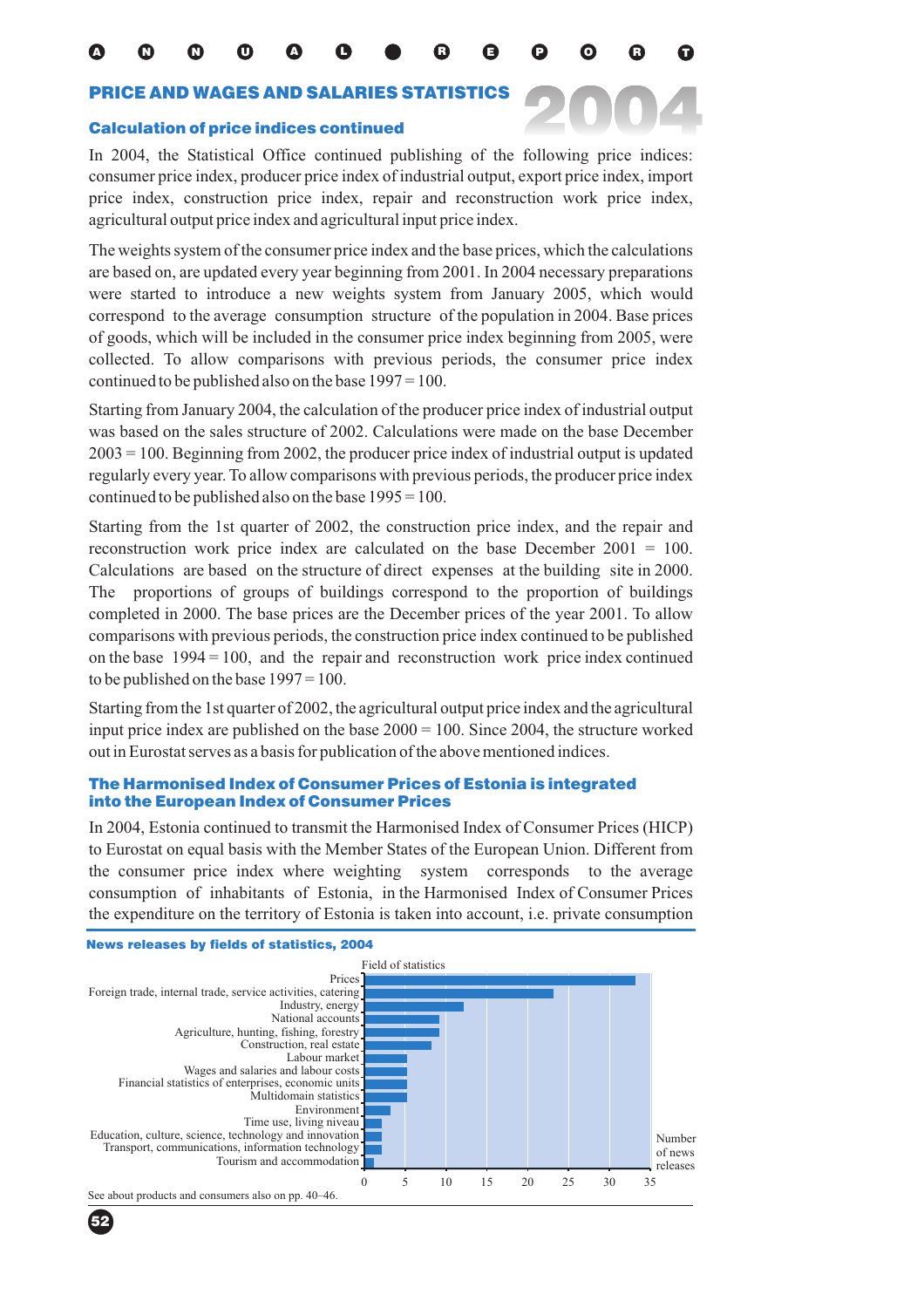## PRICE AND WAGES AND SALARIES STATISTICS

### Calculation of price indices continued

In 2004, the Statistical Office continued publishing of the following price indices: consumer price index, producer price index of industrial output, export price index, import price index, construction price index, repair and reconstruction work price index, agricultural output price index and agricultural input price index.

The weights system of the consumer price index and the base prices, which the calculations are based on, are updated every year beginning from 2001. In 2004 necessary preparations were started to introduce a new weights system from January 2005, which would correspond to the average consumption structure of the population in 2004. Base prices of goods, which will be included in the consumer price index beginning from 2005, were collected. To allow comparisons with previous periods, the consumer price index continued to be published also on the base 1997 = 100.

Starting from January 2004, the calculation of the producer price index of industrial output was based on the sales structure of 2002. Calculations were made on the base December 2003 = 100. Beginning from 2002, the producer price index of industrial output is updated regularly every year. To allow comparisons with previous periods, the producer price index continued to be published also on the base 1995 = 100.

Starting from the 1st quarter of 2002, the construction price index, and the repair and reconstruction work price index are calculated on the base December 2001 = 100. Calculations are based on the structure of direct expenses at the building site in 2000. The proportions of groups of buildings correspond to the proportion of buildings completed in 2000. The base prices are the December prices of the year 2001. To allow comparisons with previous periods, the construction price index continued to be published on the base 1994 = 100, and the repair and reconstruction work price index continued to be published on the base 1997 = 100.

Starting from the 1st quarter of 2002, the agricultural output price index and the agricultural input price index are published on the base 2000 = 100. Since 2004, the structure worked out in Eurostat serves as a basis for publication of the above mentioned indices.

### The Harmonised Index of Consumer Prices of Estonia is integrated into the European Index of Consumer Prices

In 2004, Estonia continued to transmit the Harmonised Index of Consumer Prices (HICP) to Eurostat on equal basis with the Member States of the European Union. Different from the consumer price index where weighting system corresponds to the average consumption of inhabitants of Estonia, in the Harmonised Index of Consumer Prices the expenditure on the territory of Estonia is taken into account, i.e. private consumption

**News releases by fields of statistics, 2004**

Field of statistics

Prices
Foreign trade, internal trade, service activities, catering
Industry, energy
National accounts
Agriculture, hunting, fishing, forestry
Construction, real estate
Labour market
Wages and salaries and labour costs
Financial statistics of enterprises, economic units
Multidomain statistics
Environment
Time use, living niveau
Education, culture, science, technology and innovation
Transport, communications, information technology
Tourism and accommodation

0 5 10 15 20 25 30 35

Number of news releases

See about products and consumers also on pp. 40–46.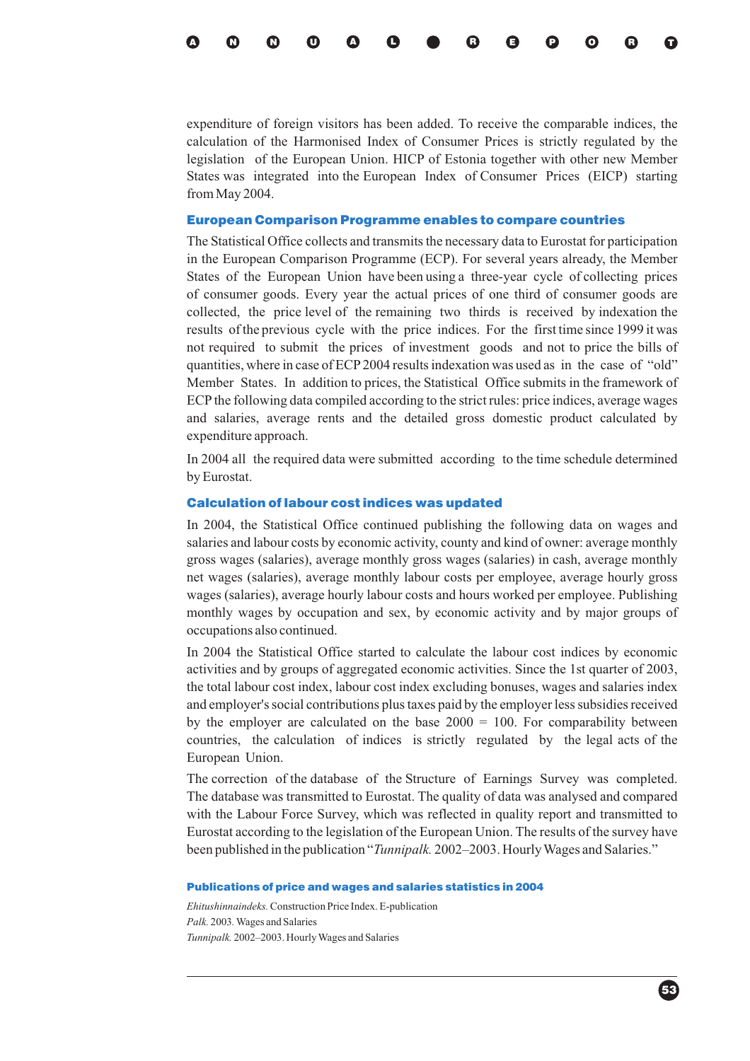expenditure of foreign visitors has been added. To receive the comparable indices, the calculation of the Harmonised Index of Consumer Prices is strictly regulated by the legislation of the European Union. HICP of Estonia together with other new Member States was integrated into the European Index of Consumer Prices (EICP) starting from May 2004.

### European Comparison Programme enables to compare countries

The Statistical Office collects and transmits the necessary data to Eurostat for participation in the European Comparison Programme (ECP). For several years already, the Member States of the European Union have been using a three-year cycle of collecting prices of consumer goods. Every year the actual prices of one third of consumer goods are collected, the price level of the remaining two thirds is received by indexation the results of the previous cycle with the price indices. For the first time since 1999 it was not required to submit the prices of investment goods and not to price the bills of quantities, where in case of ECP 2004 results indexation was used as in the case of "old" Member States. In addition to prices, the Statistical Office submits in the framework of ECP the following data compiled according to the strict rules: price indices, average wages and salaries, average rents and the detailed gross domestic product calculated by expenditure approach.

In 2004 all the required data were submitted according to the time schedule determined by Eurostat.

### Calculation of labour cost indices was updated

In 2004, the Statistical Office continued publishing the following data on wages and salaries and labour costs by economic activity, county and kind of owner: average monthly gross wages (salaries), average monthly gross wages (salaries) in cash, average monthly net wages (salaries), average monthly labour costs per employee, average hourly gross wages (salaries), average hourly labour costs and hours worked per employee. Publishing monthly wages by occupation and sex, by economic activity and by major groups of occupations also continued.

In 2004 the Statistical Office started to calculate the labour cost indices by economic activities and by groups of aggregated economic activities. Since the 1st quarter of 2003, the total labour cost index, labour cost index excluding bonuses, wages and salaries index and employer's social contributions plus taxes paid by the employer less subsidies received by the employer are calculated on the base 2000 = 100. For comparability between countries, the calculation of indices is strictly regulated by the legal acts of the European Union.

The correction of the database of the Structure of Earnings Survey was completed. The database was transmitted to Eurostat. The quality of data was analysed and compared with the Labour Force Survey, which was reflected in quality report and transmitted to Eurostat according to the legislation of the European Union. The results of the survey have been published in the publication "*Tunnipalk.* 2002–2003. Hourly Wages and Salaries."

#### Publications of price and wages and salaries statistics in 2004

*Ehitushinnaindeks.* Construction Price Index. E-publication
*Palk.* 2003. Wages and Salaries
*Tunnipalk.* 2002–2003. Hourly Wages and Salaries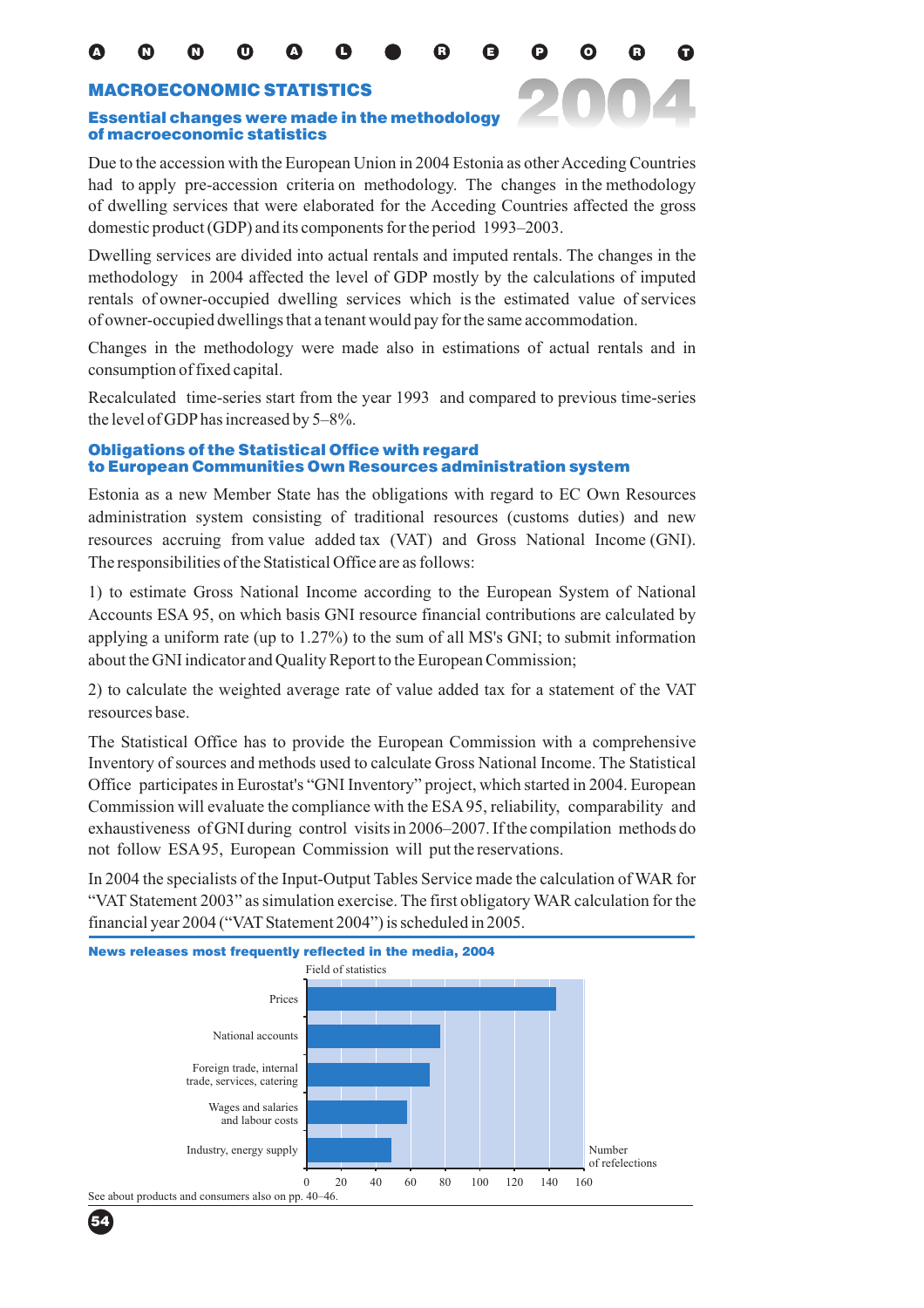## MACROECONOMIC STATISTICS

### Essential changes were made in the methodology of macroeconomic statistics

Due to the accession with the European Union in 2004 Estonia as other Acceding Countries had to apply pre-accession criteria on methodology. The changes in the methodology of dwelling services that were elaborated for the Acceding Countries affected the gross domestic product (GDP) and its components for the period 1993–2003.

Dwelling services are divided into actual rentals and imputed rentals. The changes in the methodology in 2004 affected the level of GDP mostly by the calculations of imputed rentals of owner-occupied dwelling services which is the estimated value of services of owner-occupied dwellings that a tenant would pay for the same accommodation.

Changes in the methodology were made also in estimations of actual rentals and in consumption of fixed capital.

Recalculated time-series start from the year 1993 and compared to previous time-series the level of GDP has increased by 5–8%.

### Obligations of the Statistical Office with regard to European Communities Own Resources administration system

Estonia as a new Member State has the obligations with regard to EC Own Resources administration system consisting of traditional resources (customs duties) and new resources accruing from value added tax (VAT) and Gross National Income (GNI). The responsibilities of the Statistical Office are as follows:

1) to estimate Gross National Income according to the European System of National Accounts ESA 95, on which basis GNI resource financial contributions are calculated by applying a uniform rate (up to 1.27%) to the sum of all MS's GNI; to submit information about the GNI indicator and Quality Report to the European Commission;

2) to calculate the weighted average rate of value added tax for a statement of the VAT resources base.

The Statistical Office has to provide the European Commission with a comprehensive Inventory of sources and methods used to calculate Gross National Income. The Statistical Office participates in Eurostat's "GNI Inventory" project, which started in 2004. European Commission will evaluate the compliance with the ESA 95, reliability, comparability and exhaustiveness of GNI during control visits in 2006–2007. If the compilation methods do not follow ESA 95, European Commission will put the reservations.

In 2004 the specialists of the Input-Output Tables Service made the calculation of WAR for "VAT Statement 2003" as simulation exercise. The first obligatory WAR calculation for the financial year 2004 ("VAT Statement 2004") is scheduled in 2005.

**News releases most frequently reflected in the media, 2004**

Field of statistics

Prices

National accounts

Foreign trade, internal trade, services, catering

Wages and salaries and labour costs

Industry, energy supply

Number of refelections

0 20 40 60 80 100 120 140 160

See about products and consumers also on pp. 40–46.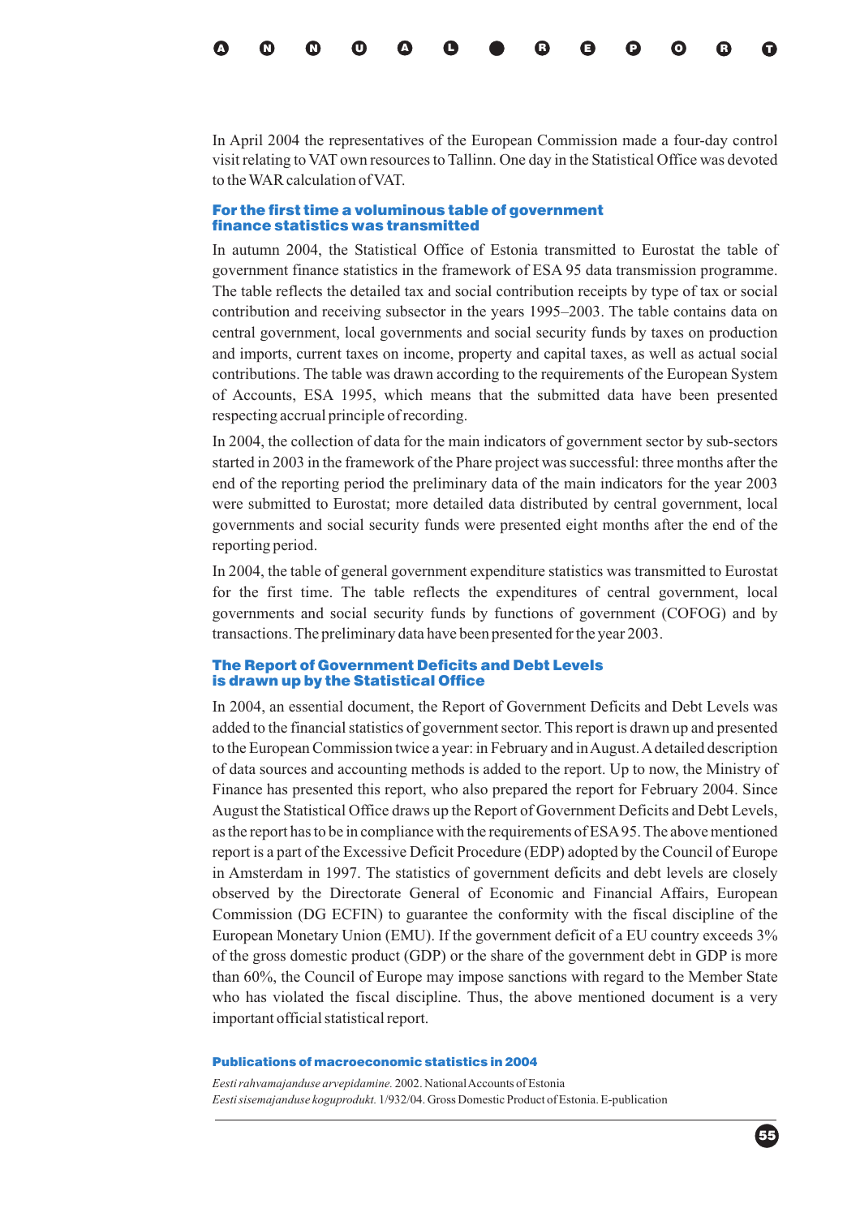In April 2004 the representatives of the European Commission made a four-day control visit relating to VAT own resources to Tallinn. One day in the Statistical Office was devoted to the WAR calculation of VAT.

### For the first time a voluminous table of government finance statistics was transmitted

In autumn 2004, the Statistical Office of Estonia transmitted to Eurostat the table of government finance statistics in the framework of ESA 95 data transmission programme. The table reflects the detailed tax and social contribution receipts by type of tax or social contribution and receiving subsector in the years 1995–2003. The table contains data on central government, local governments and social security funds by taxes on production and imports, current taxes on income, property and capital taxes, as well as actual social contributions. The table was drawn according to the requirements of the European System of Accounts, ESA 1995, which means that the submitted data have been presented respecting accrual principle of recording.

In 2004, the collection of data for the main indicators of government sector by sub-sectors started in 2003 in the framework of the Phare project was successful: three months after the end of the reporting period the preliminary data of the main indicators for the year 2003 were submitted to Eurostat; more detailed data distributed by central government, local governments and social security funds were presented eight months after the end of the reporting period.

In 2004, the table of general government expenditure statistics was transmitted to Eurostat for the first time. The table reflects the expenditures of central government, local governments and social security funds by functions of government (COFOG) and by transactions. The preliminary data have been presented for the year 2003.

### The Report of Government Deficits and Debt Levels is drawn up by the Statistical Office

In 2004, an essential document, the Report of Government Deficits and Debt Levels was added to the financial statistics of government sector. This report is drawn up and presented to the European Commission twice a year: in February and in August. A detailed description of data sources and accounting methods is added to the report. Up to now, the Ministry of Finance has presented this report, who also prepared the report for February 2004. Since August the Statistical Office draws up the Report of Government Deficits and Debt Levels, as the report has to be in compliance with the requirements of ESA 95. The above mentioned report is a part of the Excessive Deficit Procedure (EDP) adopted by the Council of Europe in Amsterdam in 1997. The statistics of government deficits and debt levels are closely observed by the Directorate General of Economic and Financial Affairs, European Commission (DG ECFIN) to guarantee the conformity with the fiscal discipline of the European Monetary Union (EMU). If the government deficit of a EU country exceeds 3% of the gross domestic product (GDP) or the share of the government debt in GDP is more than 60%, the Council of Europe may impose sanctions with regard to the Member State who has violated the fiscal discipline. Thus, the above mentioned document is a very important official statistical report.

#### Publications of macroeconomic statistics in 2004

*Eesti rahvamajanduse arvepidamine.* 2002. National Accounts of Estonia
*Eesti sisemajanduse koguprodukt.* 1/932/04. Gross Domestic Product of Estonia. E-publication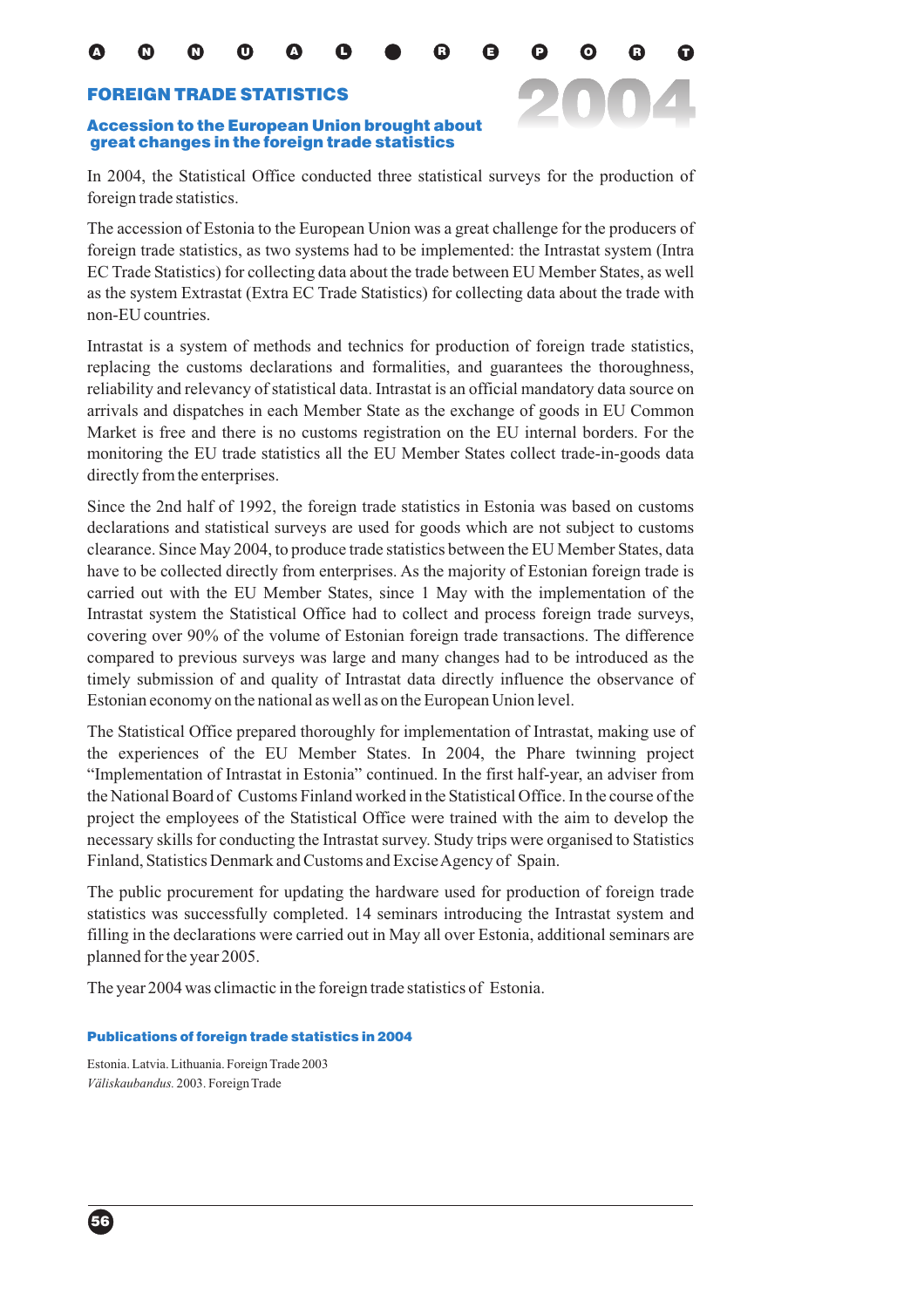# FOREIGN TRADE STATISTICS

## Accession to the European Union brought about great changes in the foreign trade statistics

In 2004, the Statistical Office conducted three statistical surveys for the production of foreign trade statistics.

The accession of Estonia to the European Union was a great challenge for the producers of foreign trade statistics, as two systems had to be implemented: the Intrastat system (Intra EC Trade Statistics) for collecting data about the trade between EU Member States, as well as the system Extrastat (Extra EC Trade Statistics) for collecting data about the trade with non-EU countries.

Intrastat is a system of methods and technics for production of foreign trade statistics, replacing the customs declarations and formalities, and guarantees the thoroughness, reliability and relevancy of statistical data. Intrastat is an official mandatory data source on arrivals and dispatches in each Member State as the exchange of goods in EU Common Market is free and there is no customs registration on the EU internal borders. For the monitoring the EU trade statistics all the EU Member States collect trade-in-goods data directly from the enterprises.

Since the 2nd half of 1992, the foreign trade statistics in Estonia was based on customs declarations and statistical surveys are used for goods which are not subject to customs clearance. Since May 2004, to produce trade statistics between the EU Member States, data have to be collected directly from enterprises. As the majority of Estonian foreign trade is carried out with the EU Member States, since 1 May with the implementation of the Intrastat system the Statistical Office had to collect and process foreign trade surveys, covering over 90% of the volume of Estonian foreign trade transactions. The difference compared to previous surveys was large and many changes had to be introduced as the timely submission of and quality of Intrastat data directly influence the observance of Estonian economy on the national as well as on the European Union level.

The Statistical Office prepared thoroughly for implementation of Intrastat, making use of the experiences of the EU Member States. In 2004, the Phare twinning project "Implementation of Intrastat in Estonia" continued. In the first half-year, an adviser from the National Board of Customs Finland worked in the Statistical Office. In the course of the project the employees of the Statistical Office were trained with the aim to develop the necessary skills for conducting the Intrastat survey. Study trips were organised to Statistics Finland, Statistics Denmark and Customs and Excise Agency of Spain.

The public procurement for updating the hardware used for production of foreign trade statistics was successfully completed. 14 seminars introducing the Intrastat system and filling in the declarations were carried out in May all over Estonia, additional seminars are planned for the year 2005.

The year 2004 was climactic in the foreign trade statistics of Estonia.

### Publications of foreign trade statistics in 2004

Estonia. Latvia. Lithuania. Foreign Trade 2003

*Väliskaubandus.* 2003. Foreign Trade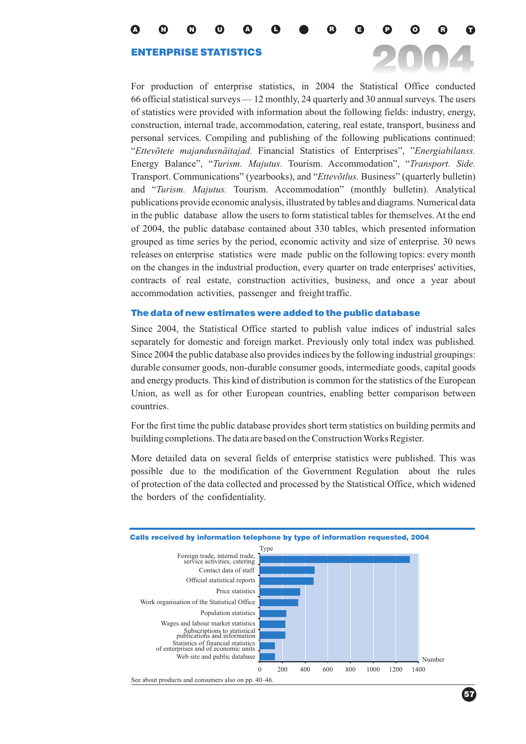## ENTERPRISE STATISTICS

For production of enterprise statistics, in 2004 the Statistical Office conducted 66 official statistical surveys — 12 monthly, 24 quarterly and 30 annual surveys. The users of statistics were provided with information about the following fields: industry, energy, construction, internal trade, accommodation, catering, real estate, transport, business and personal services. Compiling and publishing of the following publications continued: "*Ettevõtete majandusnäitajad.* Financial Statistics of Enterprises", "*Energiabilanss.* Energy Balance", "*Turism. Majutus.* Tourism. Accommodation", "*Transport. Side.* Transport. Communications" (yearbooks), and "*Ettevõtlus.* Business" (quarterly bulletin) and "*Turism. Majutus.* Tourism. Accommodation" (monthly bulletin). Analytical publications provide economic analysis, illustrated by tables and diagrams. Numerical data in the public database allow the users to form statistical tables for themselves. At the end of 2004, the public database contained about 330 tables, which presented information grouped as time series by the period, economic activity and size of enterprise. 30 news releases on enterprise statistics were made public on the following topics: every month on the changes in the industrial production, every quarter on trade enterprises' activities, contracts of real estate, construction activities, business, and once a year about accommodation activities, passenger and freight traffic.

### The data of new estimates were added to the public database

Since 2004, the Statistical Office started to publish value indices of industrial sales separately for domestic and foreign market. Previously only total index was published. Since 2004 the public database also provides indices by the following industrial groupings: durable consumer goods, non-durable consumer goods, intermediate goods, capital goods and energy products. This kind of distribution is common for the statistics of the European Union, as well as for other European countries, enabling better comparison between countries.

For the first time the public database provides short term statistics on building permits and building completions. The data are based on the Construction Works Register.

More detailed data on several fields of enterprise statistics were published. This was possible due to the modification of the Government Regulation about the rules of protection of the data collected and processed by the Statistical Office, which widened the borders of the confidentiality.

**Calls received by information telephone by type of information requested, 2004**

| Type | Number (approx.) |
|---|---|
| Foreign trade, internal trade, service activities, catering | 1320 |
| Contact data of staff | 480 |
| Official statistical reports | 470 |
| Price statistics | 355 |
| Work organisation of the Statistical Office | 335 |
| Population statistics | 235 |
| Wages and labour market statistics | 225 |
| Subscriptions to statistical publications and information | 225 |
| Statistics of financial statistics of enterprises and of economic units | 130 |
| Web site and public database | 130 |

See about products and consumers also on pp. 40–46.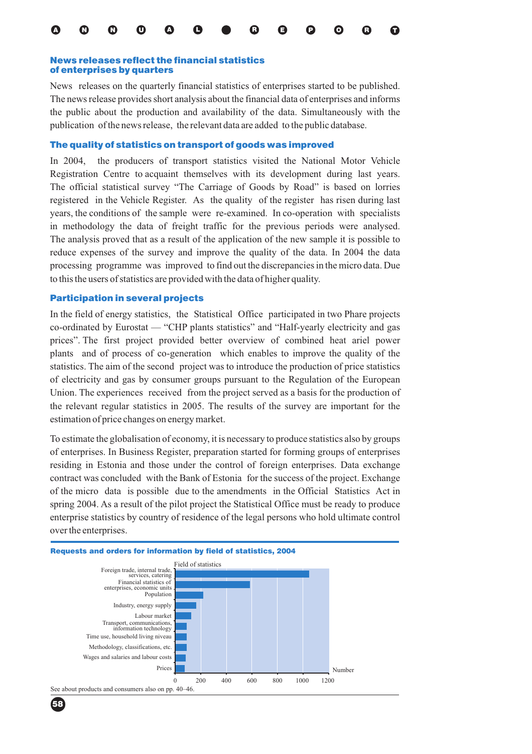## News releases reflect the financial statistics of enterprises by quarters

News releases on the quarterly financial statistics of enterprises started to be published. The news release provides short analysis about the financial data of enterprises and informs the public about the production and availability of the data. Simultaneously with the publication of the news release, the relevant data are added to the public database.

## The quality of statistics on transport of goods was improved

In 2004, the producers of transport statistics visited the National Motor Vehicle Registration Centre to acquaint themselves with its development during last years. The official statistical survey "The Carriage of Goods by Road" is based on lorries registered in the Vehicle Register. As the quality of the register has risen during last years, the conditions of the sample were re-examined. In co-operation with specialists in methodology the data of freight traffic for the previous periods were analysed. The analysis proved that as a result of the application of the new sample it is possible to reduce expenses of the survey and improve the quality of the data. In 2004 the data processing programme was improved to find out the discrepancies in the micro data. Due to this the users of statistics are provided with the data of higher quality.

## Participation in several projects

In the field of energy statistics, the Statistical Office participated in two Phare projects co-ordinated by Eurostat — "CHP plants statistics" and "Half-yearly electricity and gas prices". The first project provided better overview of combined heat ariel power plants and of process of co-generation which enables to improve the quality of the statistics. The aim of the second project was to introduce the production of price statistics of electricity and gas by consumer groups pursuant to the Regulation of the European Union. The experiences received from the project served as a basis for the production of the relevant regular statistics in 2005. The results of the survey are important for the estimation of price changes on energy market.

To estimate the globalisation of economy, it is necessary to produce statistics also by groups of enterprises. In Business Register, preparation started for forming groups of enterprises residing in Estonia and those under the control of foreign enterprises. Data exchange contract was concluded with the Bank of Estonia for the success of the project. Exchange of the micro data is possible due to the amendments in the Official Statistics Act in spring 2004. As a result of the pilot project the Statistical Office must be ready to produce enterprise statistics by country of residence of the legal persons who hold ultimate control over the enterprises.

**Requests and orders for information by field of statistics, 2004**

Field of statistics

Foreign trade, internal trade, services, catering
Financial statistics of enterprises, economic units
Population
Industry, energy supply
Labour market
Transport, communications, information technology
Time use, household living niveau
Methodology, classifications, etc.
Wages and salaries and labour costs
Prices

Number

0 200 400 600 800 1000 1200

See about products and consumers also on pp. 40–46.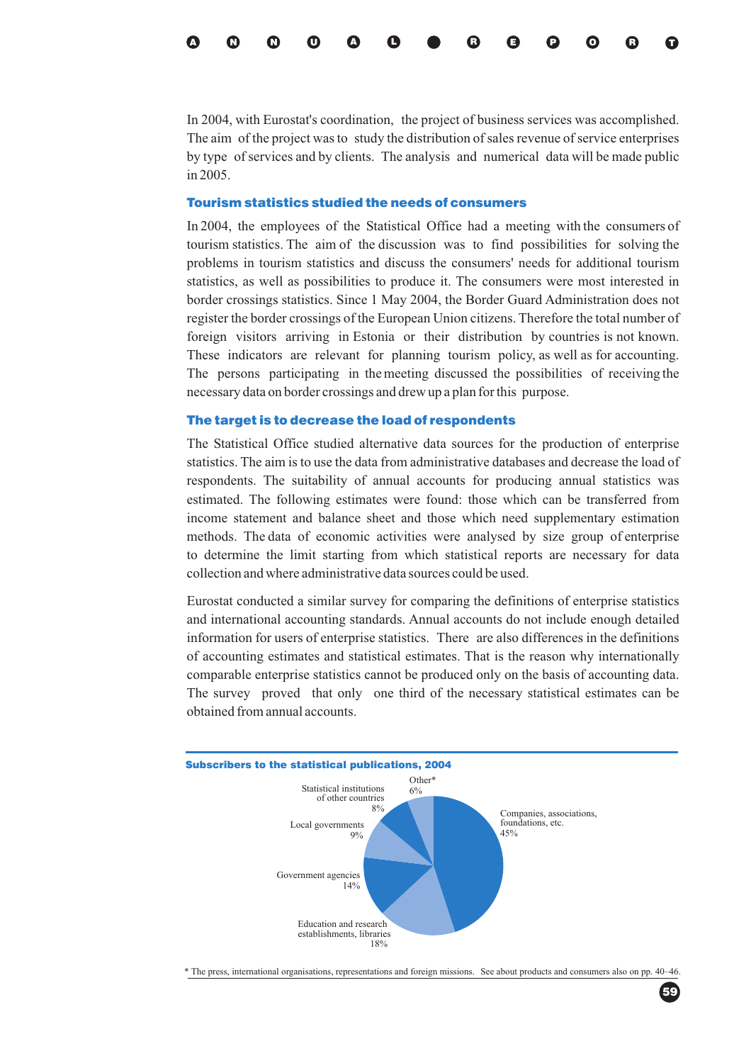In 2004, with Eurostat's coordination, the project of business services was accomplished. The aim of the project was to study the distribution of sales revenue of service enterprises by type of services and by clients. The analysis and numerical data will be made public in 2005.

## Tourism statistics studied the needs of consumers

In 2004, the employees of the Statistical Office had a meeting with the consumers of tourism statistics. The aim of the discussion was to find possibilities for solving the problems in tourism statistics and discuss the consumers' needs for additional tourism statistics, as well as possibilities to produce it. The consumers were most interested in border crossings statistics. Since 1 May 2004, the Border Guard Administration does not register the border crossings of the European Union citizens. Therefore the total number of foreign visitors arriving in Estonia or their distribution by countries is not known. These indicators are relevant for planning tourism policy, as well as for accounting. The persons participating in the meeting discussed the possibilities of receiving the necessary data on border crossings and drew up a plan for this purpose.

## The target is to decrease the load of respondents

The Statistical Office studied alternative data sources for the production of enterprise statistics. The aim is to use the data from administrative databases and decrease the load of respondents. The suitability of annual accounts for producing annual statistics was estimated. The following estimates were found: those which can be transferred from income statement and balance sheet and those which need supplementary estimation methods. The data of economic activities were analysed by size group of enterprise to determine the limit starting from which statistical reports are necessary for data collection and where administrative data sources could be used.

Eurostat conducted a similar survey for comparing the definitions of enterprise statistics and international accounting standards. Annual accounts do not include enough detailed information for users of enterprise statistics. There are also differences in the definitions of accounting estimates and statistical estimates. That is the reason why internationally comparable enterprise statistics cannot be produced only on the basis of accounting data. The survey proved that only one third of the necessary statistical estimates can be obtained from annual accounts.

**Subscribers to the statistical publications, 2004**

Companies, associations, foundations, etc.
45%

Education and research establishments, libraries
18%

Government agencies
14%

Local governments
9%

Statistical institutions of other countries
8%

Other*
6%

\* The press, international organisations, representations and foreign missions. See about products and consumers also on pp. 40–46.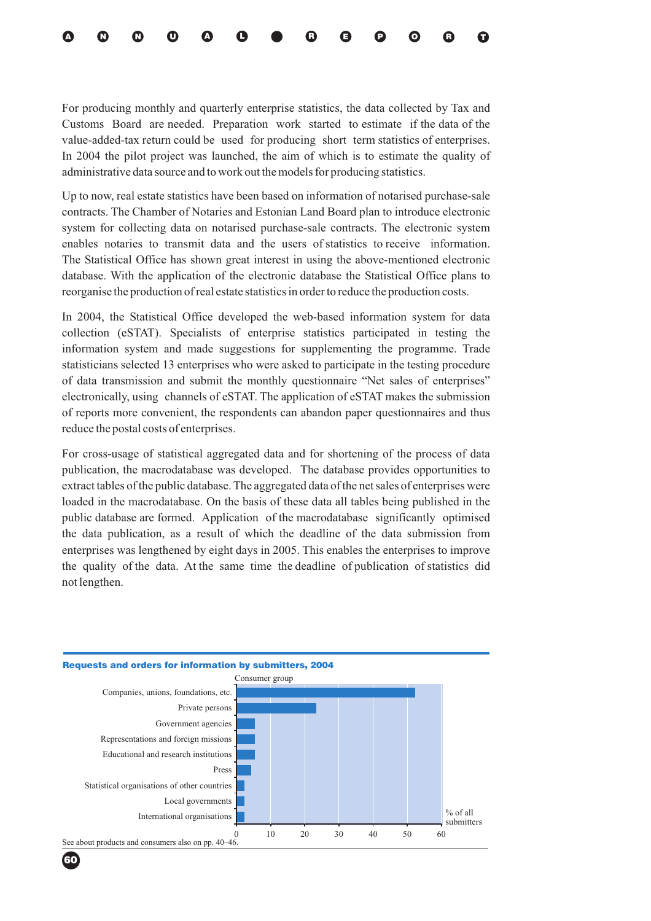For producing monthly and quarterly enterprise statistics, the data collected by Tax and Customs Board are needed. Preparation work started to estimate if the data of the value-added-tax return could be used for producing short term statistics of enterprises. In 2004 the pilot project was launched, the aim of which is to estimate the quality of administrative data source and to work out the models for producing statistics.

Up to now, real estate statistics have been based on information of notarised purchase-sale contracts. The Chamber of Notaries and Estonian Land Board plan to introduce electronic system for collecting data on notarised purchase-sale contracts. The electronic system enables notaries to transmit data and the users of statistics to receive information. The Statistical Office has shown great interest in using the above-mentioned electronic database. With the application of the electronic database the Statistical Office plans to reorganise the production of real estate statistics in order to reduce the production costs.

In 2004, the Statistical Office developed the web-based information system for data collection (eSTAT). Specialists of enterprise statistics participated in testing the information system and made suggestions for supplementing the programme. Trade statisticians selected 13 enterprises who were asked to participate in the testing procedure of data transmission and submit the monthly questionnaire "Net sales of enterprises" electronically, using channels of eSTAT. The application of eSTAT makes the submission of reports more convenient, the respondents can abandon paper questionnaires and thus reduce the postal costs of enterprises.

For cross-usage of statistical aggregated data and for shortening of the process of data publication, the macrodatabase was developed. The database provides opportunities to extract tables of the public database. The aggregated data of the net sales of enterprises were loaded in the macrodatabase. On the basis of these data all tables being published in the public database are formed. Application of the macrodatabase significantly optimised the data publication, as a result of which the deadline of the data submission from enterprises was lengthened by eight days in 2005. This enables the enterprises to improve the quality of the data. At the same time the deadline of publication of statistics did not lengthen.

**Requests and orders for information by submitters, 2004**

Consumer group

Companies, unions, foundations, etc.
Private persons
Government agencies
Representations and foreign missions
Educational and research institutions
Press
Statistical organisations of other countries
Local governments
International organisations

0 10 20 30 40 50 60

% of all submitters

See about products and consumers also on pp. 40–46.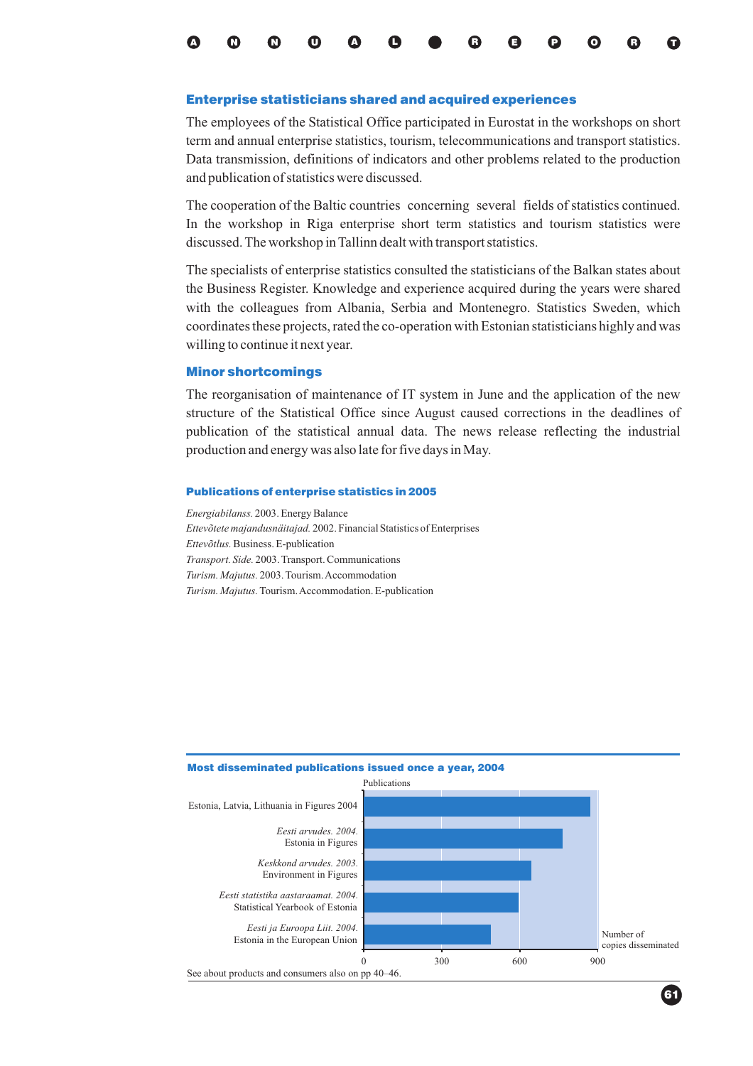## Enterprise statisticians shared and acquired experiences

The employees of the Statistical Office participated in Eurostat in the workshops on short term and annual enterprise statistics, tourism, telecommunications and transport statistics. Data transmission, definitions of indicators and other problems related to the production and publication of statistics were discussed.

The cooperation of the Baltic countries concerning several fields of statistics continued. In the workshop in Riga enterprise short term statistics and tourism statistics were discussed. The workshop in Tallinn dealt with transport statistics.

The specialists of enterprise statistics consulted the statisticians of the Balkan states about the Business Register. Knowledge and experience acquired during the years were shared with the colleagues from Albania, Serbia and Montenegro. Statistics Sweden, which coordinates these projects, rated the co-operation with Estonian statisticians highly and was willing to continue it next year.

## Minor shortcomings

The reorganisation of maintenance of IT system in June and the application of the new structure of the Statistical Office since August caused corrections in the deadlines of publication of the statistical annual data. The news release reflecting the industrial production and energy was also late for five days in May.

### Publications of enterprise statistics in 2005

*Energiabilanss.* 2003. Energy Balance
*Ettevõtete majandusnäitajad.* 2002. Financial Statistics of Enterprises
*Ettevõtlus.* Business. E-publication
*Transport. Side.* 2003. Transport. Communications
*Turism. Majutus.* 2003. Tourism. Accommodation
*Turism. Majutus.* Tourism. Accommodation. E-publication

### Most disseminated publications issued once a year, 2004

Publications

Estonia, Latvia, Lithuania in Figures 2004
*Eesti arvudes. 2004.* Estonia in Figures
*Keskkond arvudes. 2003.* Environment in Figures
*Eesti statistika aastaraamat. 2004.* Statistical Yearbook of Estonia
*Eesti ja Euroopa Liit. 2004.* Estonia in the European Union

0
300
600
900

Number of copies disseminated

See about products and consumers also on pp 40–46.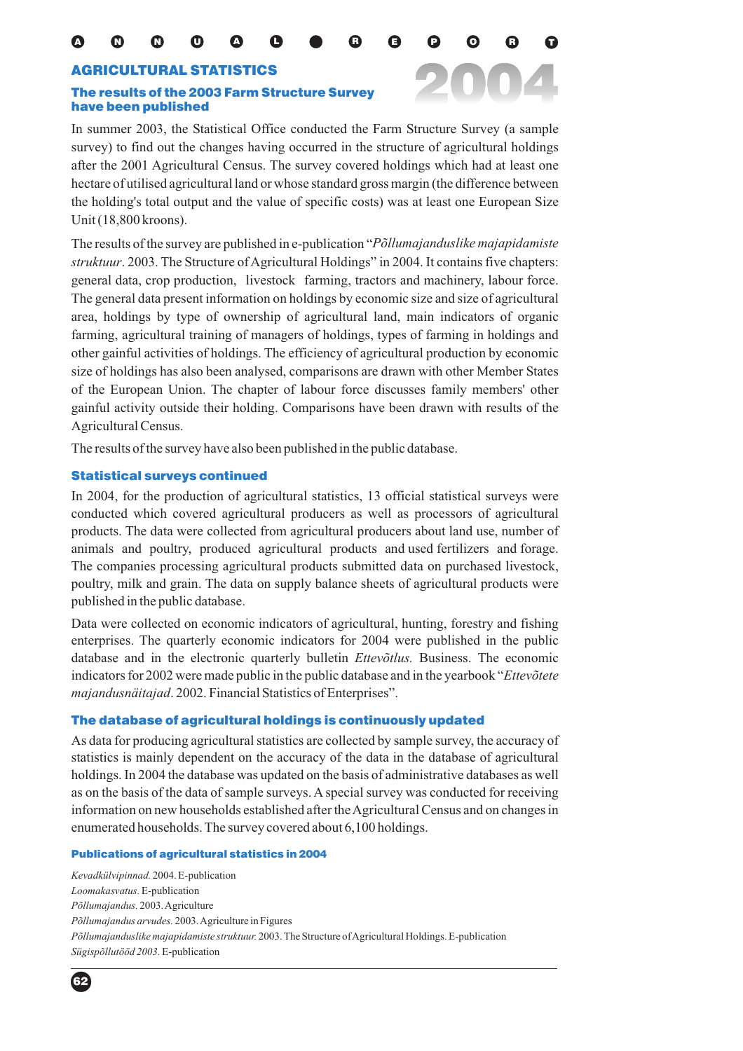## AGRICULTURAL STATISTICS

### The results of the 2003 Farm Structure Survey have been published

In summer 2003, the Statistical Office conducted the Farm Structure Survey (a sample survey) to find out the changes having occurred in the structure of agricultural holdings after the 2001 Agricultural Census. The survey covered holdings which had at least one hectare of utilised agricultural land or whose standard gross margin (the difference between the holding's total output and the value of specific costs) was at least one European Size Unit (18,800 kroons).

The results of the survey are published in e-publication "*Põllumajanduslike majapidamiste struktuur*. 2003. The Structure of Agricultural Holdings" in 2004. It contains five chapters: general data, crop production, livestock farming, tractors and machinery, labour force. The general data present information on holdings by economic size and size of agricultural area, holdings by type of ownership of agricultural land, main indicators of organic farming, agricultural training of managers of holdings, types of farming in holdings and other gainful activities of holdings. The efficiency of agricultural production by economic size of holdings has also been analysed, comparisons are drawn with other Member States of the European Union. The chapter of labour force discusses family members' other gainful activity outside their holding. Comparisons have been drawn with results of the Agricultural Census.

The results of the survey have also been published in the public database.

### Statistical surveys continued

In 2004, for the production of agricultural statistics, 13 official statistical surveys were conducted which covered agricultural producers as well as processors of agricultural products. The data were collected from agricultural producers about land use, number of animals and poultry, produced agricultural products and used fertilizers and forage. The companies processing agricultural products submitted data on purchased livestock, poultry, milk and grain. The data on supply balance sheets of agricultural products were published in the public database.

Data were collected on economic indicators of agricultural, hunting, forestry and fishing enterprises. The quarterly economic indicators for 2004 were published in the public database and in the electronic quarterly bulletin *Ettevõtlus.* Business. The economic indicators for 2002 were made public in the public database and in the yearbook "*Ettevõtete majandusnäitajad*. 2002. Financial Statistics of Enterprises".

### The database of agricultural holdings is continuously updated

As data for producing agricultural statistics are collected by sample survey, the accuracy of statistics is mainly dependent on the accuracy of the data in the database of agricultural holdings. In 2004 the database was updated on the basis of administrative databases as well as on the basis of the data of sample surveys. A special survey was conducted for receiving information on new households established after the Agricultural Census and on changes in enumerated households. The survey covered about 6,100 holdings.

#### Publications of agricultural statistics in 2004

*Kevadkülvipinnad.* 2004. E-publication  
*Loomakasvatus.* E-publication  
*Põllumajandus.* 2003. Agriculture  
*Põllumajandus arvudes.* 2003. Agriculture in Figures  
*Põllumajanduslike majapidamiste struktuur.* 2003. The Structure of Agricultural Holdings. E-publication  
*Sügispõllutööd 2003.* E-publication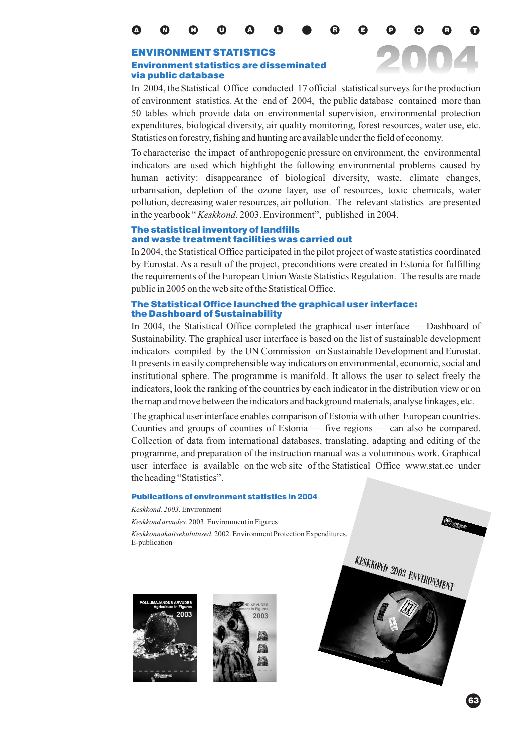## ENVIRONMENT STATISTICS

### Environment statistics are disseminated via public database

In 2004, the Statistical Office conducted 17 official statistical surveys for the production of environment statistics. At the end of 2004, the public database contained more than 50 tables which provide data on environmental supervision, environmental protection expenditures, biological diversity, air quality monitoring, forest resources, water use, etc. Statistics on forestry, fishing and hunting are available under the field of economy.

To characterise the impact of anthropogenic pressure on environment, the environmental indicators are used which highlight the following environmental problems caused by human activity: disappearance of biological diversity, waste, climate changes, urbanisation, depletion of the ozone layer, use of resources, toxic chemicals, water pollution, decreasing water resources, air pollution. The relevant statistics are presented in the yearbook "*Keskkond.* 2003. Environment", published in 2004.

### The statistical inventory of landfills and waste treatment facilities was carried out

In 2004, the Statistical Office participated in the pilot project of waste statistics coordinated by Eurostat. As a result of the project, preconditions were created in Estonia for fulfilling the requirements of the European Union Waste Statistics Regulation. The results are made public in 2005 on the web site of the Statistical Office.

### The Statistical Office launched the graphical user interface: the Dashboard of Sustainability

In 2004, the Statistical Office completed the graphical user interface — Dashboard of Sustainability. The graphical user interface is based on the list of sustainable development indicators compiled by the UN Commission on Sustainable Development and Eurostat. It presents in easily comprehensible way indicators on environmental, economic, social and institutional sphere. The programme is manifold. It allows the user to select freely the indicators, look the ranking of the countries by each indicator in the distribution view or on the map and move between the indicators and background materials, analyse linkages, etc.

The graphical user interface enables comparison of Estonia with other European countries. Counties and groups of counties of Estonia — five regions — can also be compared. Collection of data from international databases, translating, adapting and editing of the programme, and preparation of the instruction manual was a voluminous work. Graphical user interface is available on the web site of the Statistical Office www.stat.ee under the heading "Statistics".

### Publications of environment statistics in 2004

*Keskkond. 2003.* Environment

*Keskkond arvudes.* 2003. Environment in Figures

*Keskkonnakaitsekulutused.* 2002. Environment Protection Expenditures. E-publication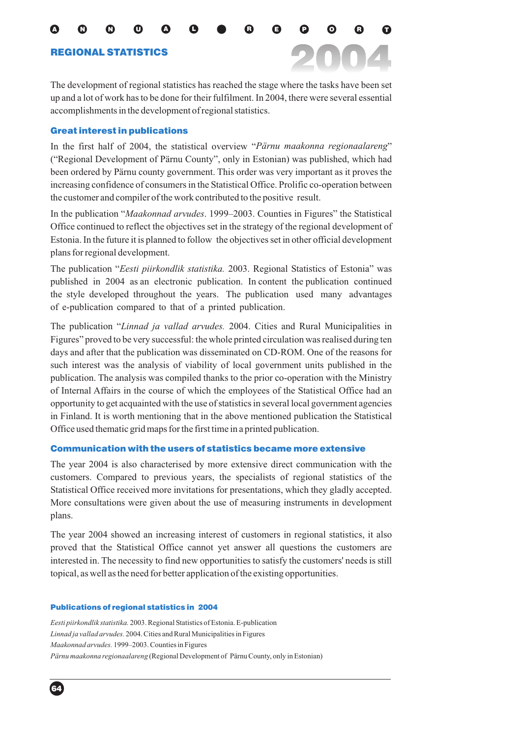## REGIONAL STATISTICS

The development of regional statistics has reached the stage where the tasks have been set up and a lot of work has to be done for their fulfilment. In 2004, there were several essential accomplishments in the development of regional statistics.

### Great interest in publications

In the first half of 2004, the statistical overview "*Pärnu maakonna regionaalareng*" ("Regional Development of Pärnu County", only in Estonian) was published, which had been ordered by Pärnu county government. This order was very important as it proves the increasing confidence of consumers in the Statistical Office. Prolific co-operation between the customer and compiler of the work contributed to the positive result.

In the publication "*Maakonnad arvudes*. 1999–2003. Counties in Figures" the Statistical Office continued to reflect the objectives set in the strategy of the regional development of Estonia. In the future it is planned to follow the objectives set in other official development plans for regional development.

The publication "*Eesti piirkondlik statistika.* 2003. Regional Statistics of Estonia" was published in 2004 as an electronic publication. In content the publication continued the style developed throughout the years. The publication used many advantages of e-publication compared to that of a printed publication.

The publication "*Linnad ja vallad arvudes.* 2004. Cities and Rural Municipalities in Figures" proved to be very successful: the whole printed circulation was realised during ten days and after that the publication was disseminated on CD-ROM. One of the reasons for such interest was the analysis of viability of local government units published in the publication. The analysis was compiled thanks to the prior co-operation with the Ministry of Internal Affairs in the course of which the employees of the Statistical Office had an opportunity to get acquainted with the use of statistics in several local government agencies in Finland. It is worth mentioning that in the above mentioned publication the Statistical Office used thematic grid maps for the first time in a printed publication.

### Communication with the users of statistics became more extensive

The year 2004 is also characterised by more extensive direct communication with the customers. Compared to previous years, the specialists of regional statistics of the Statistical Office received more invitations for presentations, which they gladly accepted. More consultations were given about the use of measuring instruments in development plans.

The year 2004 showed an increasing interest of customers in regional statistics, it also proved that the Statistical Office cannot yet answer all questions the customers are interested in. The necessity to find new opportunities to satisfy the customers' needs is still topical, as well as the need for better application of the existing opportunities.

#### Publications of regional statistics in 2004

*Eesti piirkondlik statistika.* 2003. Regional Statistics of Estonia. E-publication  
*Linnad ja vallad arvudes.* 2004. Cities and Rural Municipalities in Figures  
*Maakonnad arvudes.* 1999–2003. Counties in Figures  
*Pärnu maakonna regionaalareng* (Regional Development of Pärnu County, only in Estonian)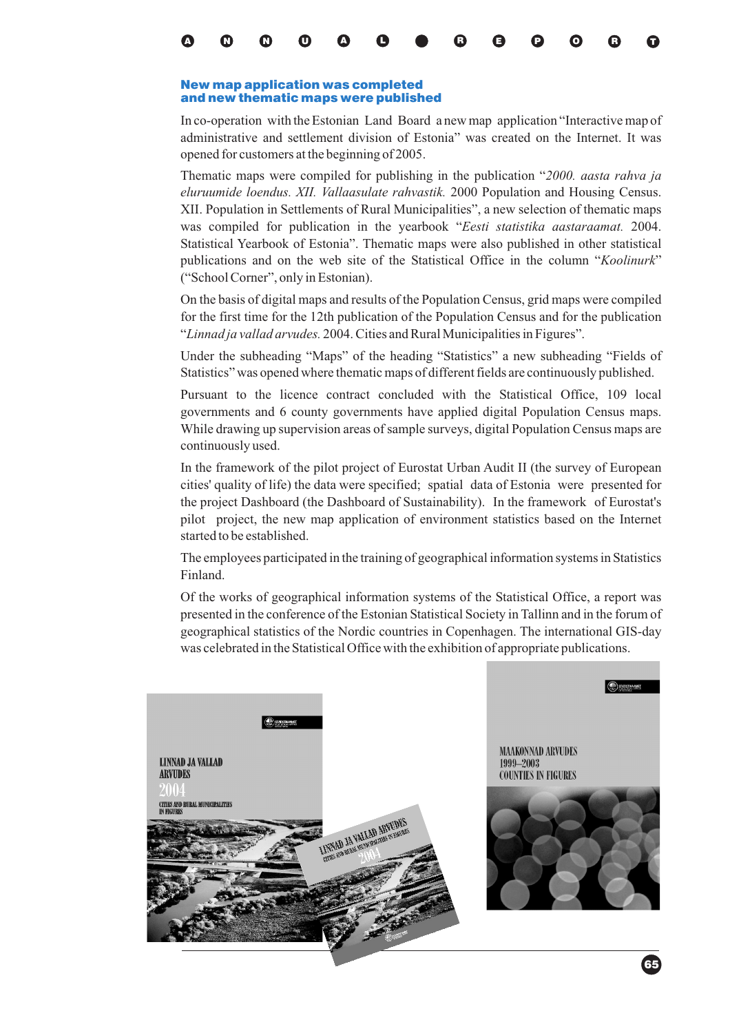## New map application was completed and new thematic maps were published

In co-operation with the Estonian Land Board a new map application "Interactive map of administrative and settlement division of Estonia" was created on the Internet. It was opened for customers at the beginning of 2005.

Thematic maps were compiled for publishing in the publication "*2000. aasta rahva ja eluruumide loendus. XII. Vallaasulate rahvastik.* 2000 Population and Housing Census. XII. Population in Settlements of Rural Municipalities", a new selection of thematic maps was compiled for publication in the yearbook "*Eesti statistika aastaraamat.* 2004. Statistical Yearbook of Estonia". Thematic maps were also published in other statistical publications and on the web site of the Statistical Office in the column "*Koolinurk*" ("School Corner", only in Estonian).

On the basis of digital maps and results of the Population Census, grid maps were compiled for the first time for the 12th publication of the Population Census and for the publication "*Linnad ja vallad arvudes.* 2004. Cities and Rural Municipalities in Figures".

Under the subheading "Maps" of the heading "Statistics" a new subheading "Fields of Statistics" was opened where thematic maps of different fields are continuously published.

Pursuant to the licence contract concluded with the Statistical Office, 109 local governments and 6 county governments have applied digital Population Census maps. While drawing up supervision areas of sample surveys, digital Population Census maps are continuously used.

In the framework of the pilot project of Eurostat Urban Audit II (the survey of European cities' quality of life) the data were specified; spatial data of Estonia were presented for the project Dashboard (the Dashboard of Sustainability). In the framework of Eurostat's pilot project, the new map application of environment statistics based on the Internet started to be established.

The employees participated in the training of geographical information systems in Statistics Finland.

Of the works of geographical information systems of the Statistical Office, a report was presented in the conference of the Estonian Statistical Society in Tallinn and in the forum of geographical statistics of the Nordic countries in Copenhagen. The international GIS-day was celebrated in the Statistical Office with the exhibition of appropriate publications.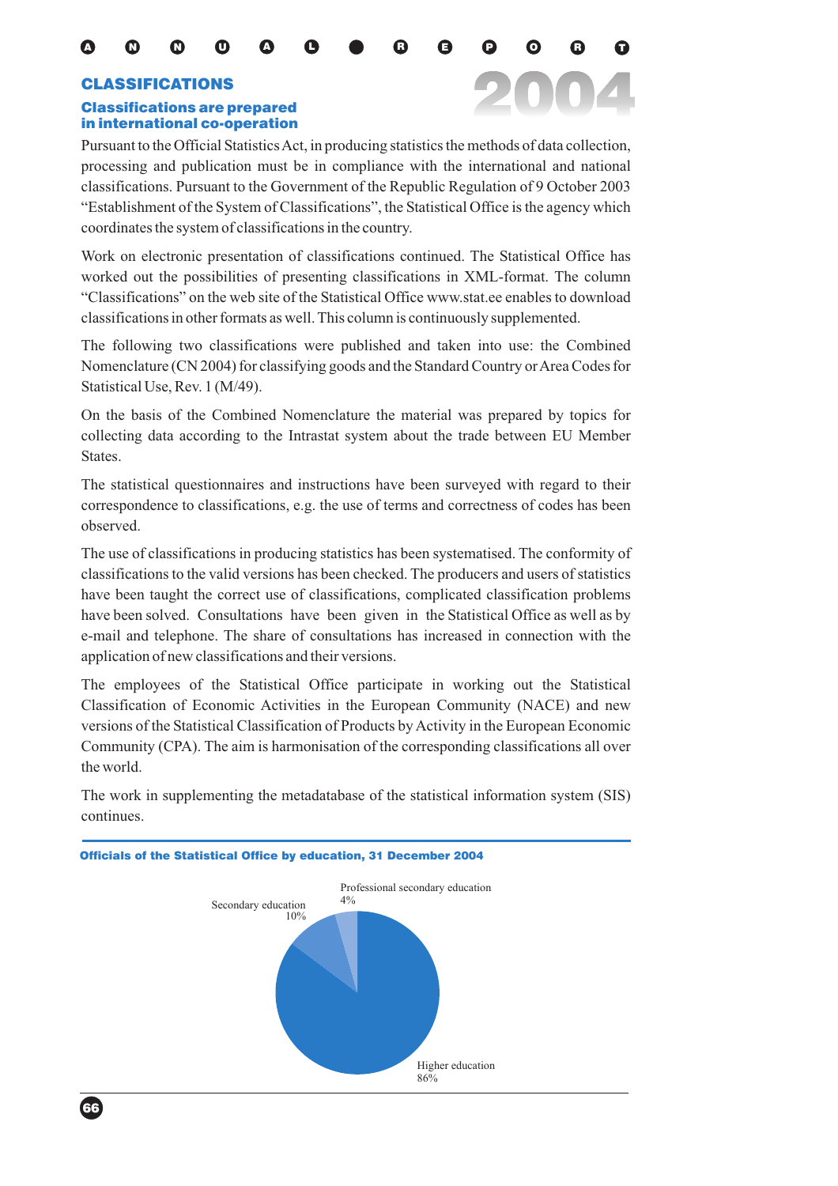## CLASSIFICATIONS

### Classifications are prepared in international co-operation

Pursuant to the Official Statistics Act, in producing statistics the methods of data collection, processing and publication must be in compliance with the international and national classifications. Pursuant to the Government of the Republic Regulation of 9 October 2003 “Establishment of the System of Classifications”, the Statistical Office is the agency which coordinates the system of classifications in the country.

Work on electronic presentation of classifications continued. The Statistical Office has worked out the possibilities of presenting classifications in XML-format. The column “Classifications” on the web site of the Statistical Office www.stat.ee enables to download classifications in other formats as well. This column is continuously supplemented.

The following two classifications were published and taken into use: the Combined Nomenclature (CN 2004) for classifying goods and the Standard Country or Area Codes for Statistical Use, Rev. 1 (M/49).

On the basis of the Combined Nomenclature the material was prepared by topics for collecting data according to the Intrastat system about the trade between EU Member States.

The statistical questionnaires and instructions have been surveyed with regard to their correspondence to classifications, e.g. the use of terms and correctness of codes has been observed.

The use of classifications in producing statistics has been systematised. The conformity of classifications to the valid versions has been checked. The producers and users of statistics have been taught the correct use of classifications, complicated classification problems have been solved. Consultations have been given in the Statistical Office as well as by e-mail and telephone. The share of consultations has increased in connection with the application of new classifications and their versions.

The employees of the Statistical Office participate in working out the Statistical Classification of Economic Activities in the European Community (NACE) and new versions of the Statistical Classification of Products by Activity in the European Economic Community (CPA). The aim is harmonisation of the corresponding classifications all over the world.

The work in supplementing the metadatabase of the statistical information system (SIS) continues.

**Officials of the Statistical Office by education, 31 December 2004**

Professional secondary education
4%

Secondary education
10%

Higher education
86%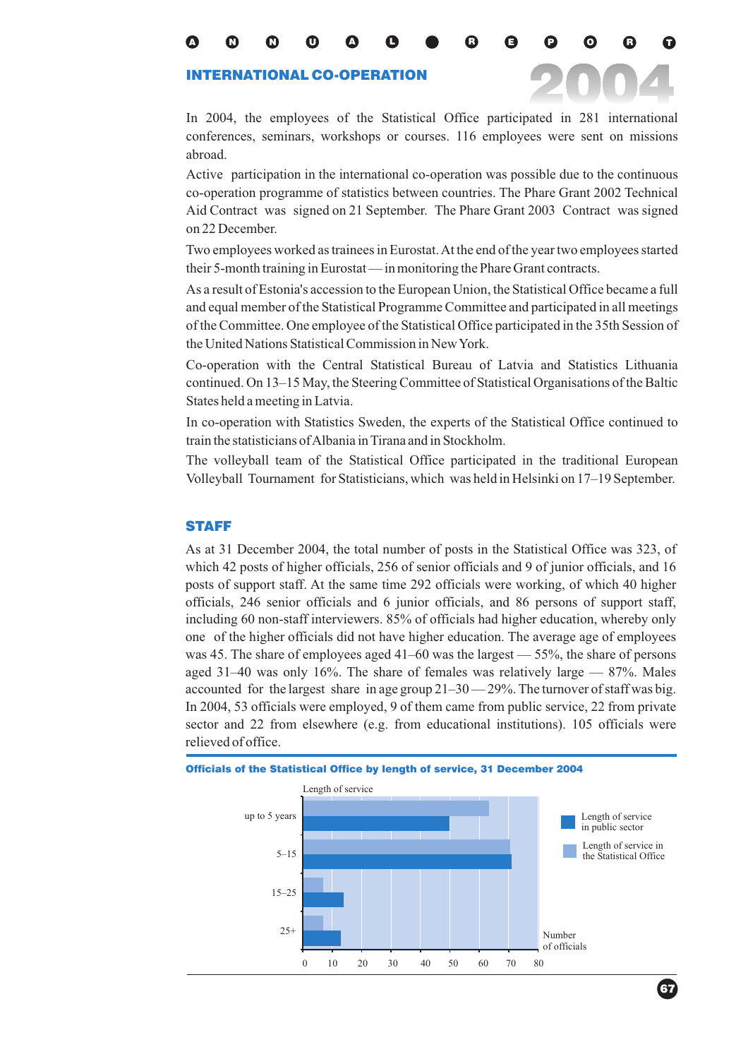## INTERNATIONAL CO-OPERATION

In 2004, the employees of the Statistical Office participated in 281 international conferences, seminars, workshops or courses. 116 employees were sent on missions abroad.

Active participation in the international co-operation was possible due to the continuous co-operation programme of statistics between countries. The Phare Grant 2002 Technical Aid Contract was signed on 21 September. The Phare Grant 2003 Contract was signed on 22 December.

Two employees worked as trainees in Eurostat. At the end of the year two employees started their 5-month training in Eurostat — in monitoring the Phare Grant contracts.

As a result of Estonia's accession to the European Union, the Statistical Office became a full and equal member of the Statistical Programme Committee and participated in all meetings of the Committee. One employee of the Statistical Office participated in the 35th Session of the United Nations Statistical Commission in New York.

Co-operation with the Central Statistical Bureau of Latvia and Statistics Lithuania continued. On 13–15 May, the Steering Committee of Statistical Organisations of the Baltic States held a meeting in Latvia.

In co-operation with Statistics Sweden, the experts of the Statistical Office continued to train the statisticians of Albania in Tirana and in Stockholm.

The volleyball team of the Statistical Office participated in the traditional European Volleyball Tournament for Statisticians, which was held in Helsinki on 17–19 September.

## STAFF

As at 31 December 2004, the total number of posts in the Statistical Office was 323, of which 42 posts of higher officials, 256 of senior officials and 9 of junior officials, and 16 posts of support staff. At the same time 292 officials were working, of which 40 higher officials, 246 senior officials and 6 junior officials, and 86 persons of support staff, including 60 non-staff interviewers. 85% of officials had higher education, whereby only one of the higher officials did not have higher education. The average age of employees was 45. The share of employees aged 41–60 was the largest — 55%, the share of persons aged 31–40 was only 16%. The share of females was relatively large — 87%. Males accounted for the largest share in age group 21–30 — 29%. The turnover of staff was big. In 2004, 53 officials were employed, 9 of them came from public service, 22 from private sector and 22 from elsewhere (e.g. from educational institutions). 105 officials were relieved of office.

**Officials of the Statistical Office by length of service, 31 December 2004**

Length of service

up to 5 years

5–15

15–25

25+

0 10 20 30 40 50 60 70 80

Number of officials

Length of service in public sector

Length of service in the Statistical Office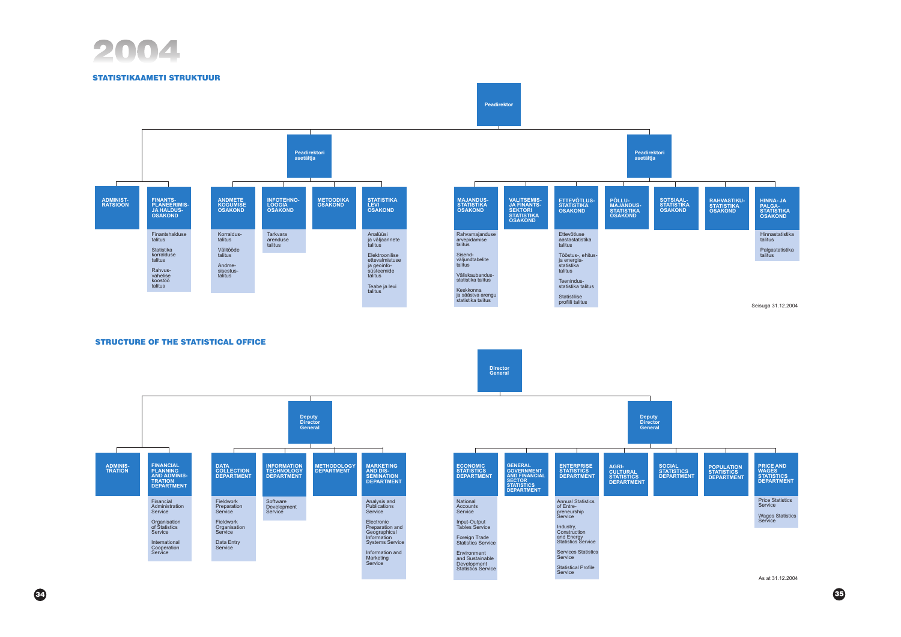# 2004

## STATISTIKAAMETI STRUKTUUR

**Peadirektor**

**Peadirektori asetäitja**

- **ADMINISTRATSIOON**
- **FINANTSPLANEERIMIS- JA HALDUSOSAKOND**
  - Finantshalduse talitus
  - Statistika korralduse talitus
  - Rahvusvahelise koostöö talitus
- **ANDMETE KOGUMISE OSAKOND**
  - Korraldustalitus
  - Välitööde talitus
  - Andmesisestustalitus
- **INFOTEHNOLOOGIA OSAKOND**
  - Tarkvara arenduse talitus
- **METOODIKA OSAKOND**
- **STATISTIKA LEVI OSAKOND**
  - Analüüsi ja väljaannete talitus
  - Elektroonilise ettevalmistuse ja geoinfosüsteemide talitus
  - Teabe ja levi talitus

**Peadirektori asetäitja**

- **MAJANDUSSTATISTIKA OSAKOND**
  - Rahvamajanduse arvepidamise talitus
  - Sisend-väljundtabelite talitus
  - Väliskaubandusstatistika talitus
  - Keskkonna ja säästva arengu statistika talitus
- **VALITSEMIS- JA FINANTSSEKTORI STATISTIKA OSAKOND**
- **ETTEVÕTLUSSTATISTIKA OSAKOND**
  - Ettevõtluse aastastatistika talitus
  - Tööstus-, ehitus- ja energiastatistika talitus
  - Teenindusstatistika talitus
  - Statistilise profiili talitus
- **PÕLLUMAJANDUSSTATISTIKA OSAKOND**
- **SOTSIAALSTATISTIKA OSAKOND**
- **RAHVASTIKUSTATISTIKA OSAKOND**
- **HINNA- JA PALGASTATISTIKA OSAKOND**
  - Hinnastatistika talitus
  - Palgastatistika talitus

Seisuga 31.12.2004

## STRUCTURE OF THE STATISTICAL OFFICE

**Director General**

**Deputy Director General**

- **ADMINISTRATION**
- **FINANCIAL PLANNING AND ADMINISTRATION DEPARTMENT**
  - Financial Administration Service
  - Organisation of Statistics Service
  - International Cooperation Service
- **DATA COLLECTION DEPARTMENT**
  - Fieldwork Preparation Service
  - Fieldwork Organisation Service
  - Data Entry Service
- **INFORMATION TECHNOLOGY DEPARTMENT**
  - Software Development Service
- **METHODOLOGY DEPARTMENT**
- **MARKETING AND DISSEMINATION DEPARTMENT**
  - Analysis and Publications Service
  - Electronic Preparation and Geographical Information Systems Service
  - Information and Marketing Service

**Deputy Director General**

- **ECONOMIC STATISTICS DEPARTMENT**
  - National Accounts Service
  - Input-Output Tables Service
  - Foreign Trade Statistics Service
  - Environment and Sustainable Development Statistics Service
- **GENERAL GOVERNMENT AND FINANCIAL SECTOR STATISTICS DEPARTMENT**
- **ENTERPRISE STATISTICS DEPARTMENT**
  - Annual Statistics of Entrepreneurship Service
  - Industry, Construction and Energy Statistics Service
  - Services Statistics Service
  - Statistical Profile Service
- **AGRICULTURAL STATISTICS DEPARTMENT**
- **SOCIAL STATISTICS DEPARTMENT**
- **POPULATION STATISTICS DEPARTMENT**
- **PRICE AND WAGES STATISTICS DEPARTMENT**
  - Price Statistics Service
  - Wages Statistics Service

As at 31.12.2004